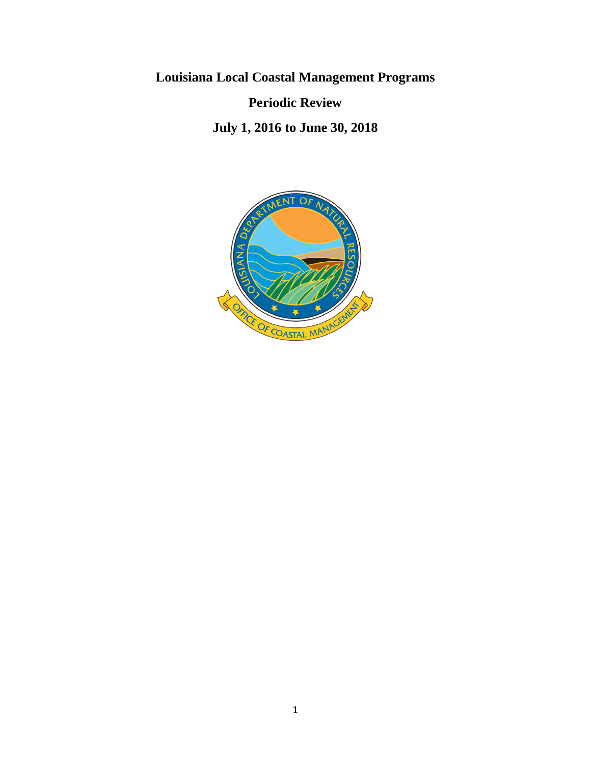# Louisiana Local Coastal Management Programs

## Periodic Review

## July 1, 2016 to June 30, 2018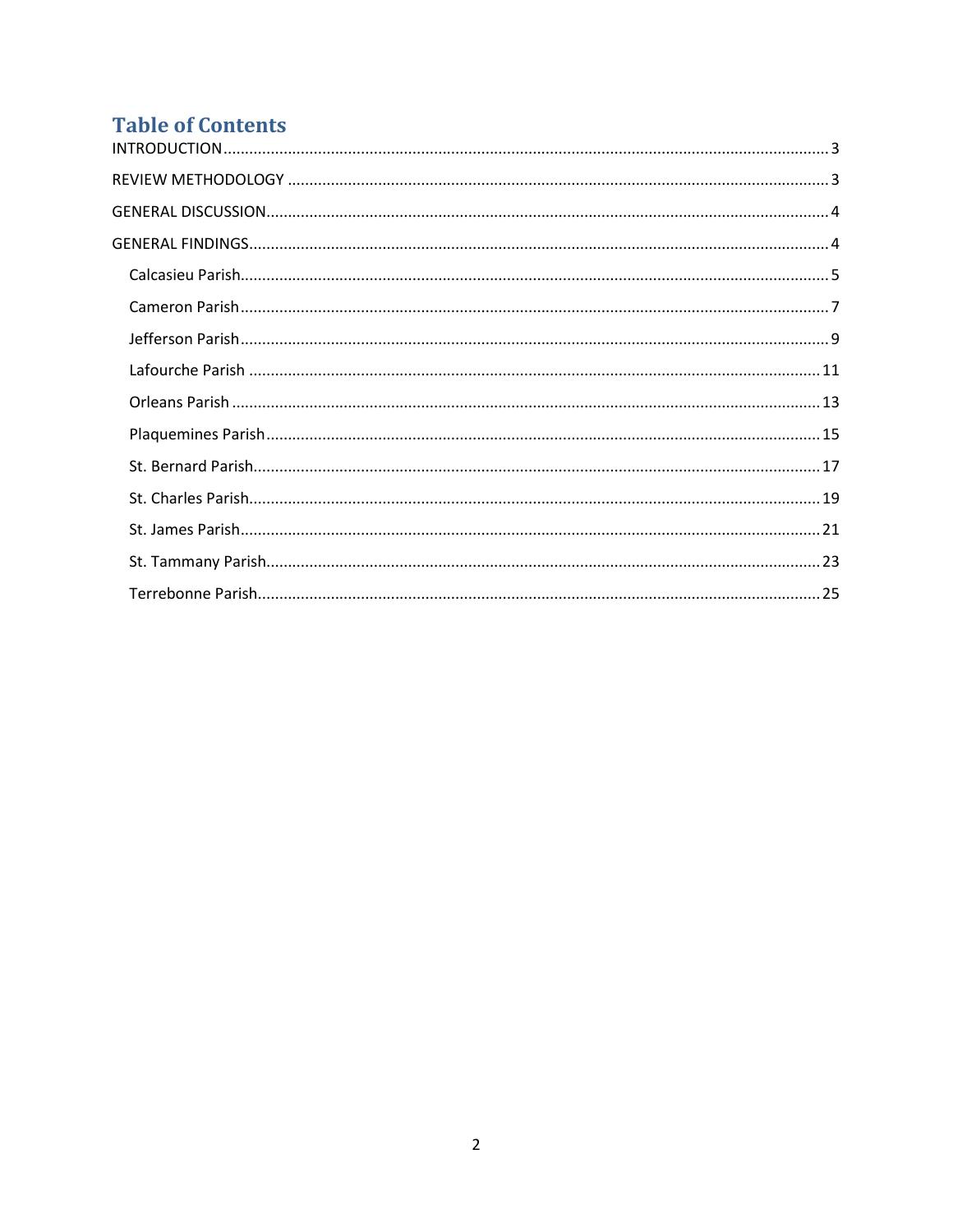# Table of Contents

INTRODUCTION ........................................................................ 3

REVIEW METHODOLOGY ........................................................................ 3

GENERAL DISCUSSION ........................................................................ 4

GENERAL FINDINGS ........................................................................ 4

- Calcasieu Parish ........................................................................ 5
- Cameron Parish ........................................................................ 7
- Jefferson Parish ........................................................................ 9
- Lafourche Parish ........................................................................ 11
- Orleans Parish ........................................................................ 13
- Plaquemines Parish ........................................................................ 15
- St. Bernard Parish ........................................................................ 17
- St. Charles Parish ........................................................................ 19
- St. James Parish ........................................................................ 21
- St. Tammany Parish ........................................................................ 23
- Terrebonne Parish ........................................................................ 25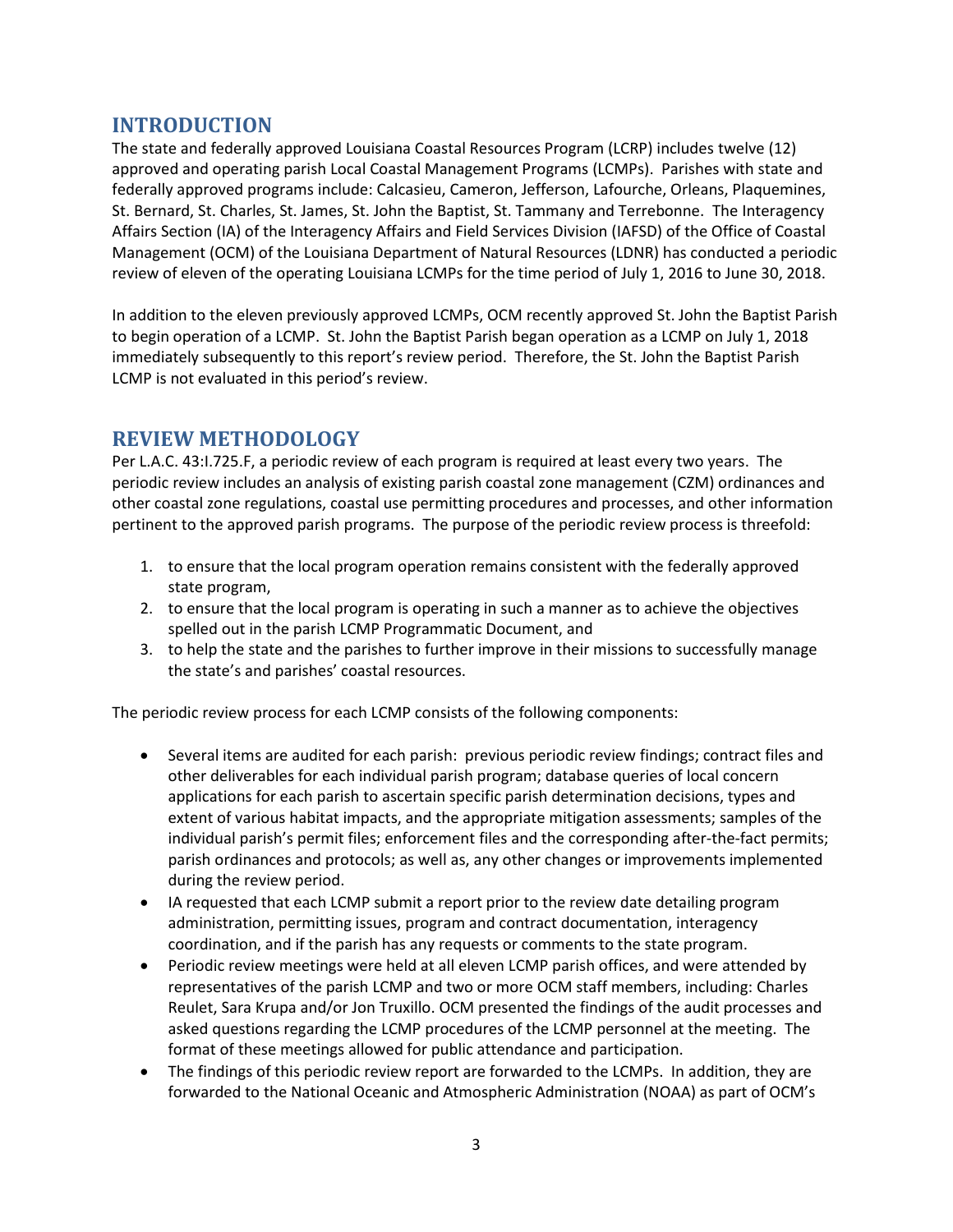## INTRODUCTION

The state and federally approved Louisiana Coastal Resources Program (LCRP) includes twelve (12) approved and operating parish Local Coastal Management Programs (LCMPs). Parishes with state and federally approved programs include: Calcasieu, Cameron, Jefferson, Lafourche, Orleans, Plaquemines, St. Bernard, St. Charles, St. James, St. John the Baptist, St. Tammany and Terrebonne. The Interagency Affairs Section (IA) of the Interagency Affairs and Field Services Division (IAFSD) of the Office of Coastal Management (OCM) of the Louisiana Department of Natural Resources (LDNR) has conducted a periodic review of eleven of the operating Louisiana LCMPs for the time period of July 1, 2016 to June 30, 2018.

In addition to the eleven previously approved LCMPs, OCM recently approved St. John the Baptist Parish to begin operation of a LCMP. St. John the Baptist Parish began operation as a LCMP on July 1, 2018 immediately subsequently to this report's review period. Therefore, the St. John the Baptist Parish LCMP is not evaluated in this period's review.

## REVIEW METHODOLOGY

Per L.A.C. 43:I.725.F, a periodic review of each program is required at least every two years. The periodic review includes an analysis of existing parish coastal zone management (CZM) ordinances and other coastal zone regulations, coastal use permitting procedures and processes, and other information pertinent to the approved parish programs. The purpose of the periodic review process is threefold:

1. to ensure that the local program operation remains consistent with the federally approved state program,
2. to ensure that the local program is operating in such a manner as to achieve the objectives spelled out in the parish LCMP Programmatic Document, and
3. to help the state and the parishes to further improve in their missions to successfully manage the state's and parishes' coastal resources.

The periodic review process for each LCMP consists of the following components:

- Several items are audited for each parish: previous periodic review findings; contract files and other deliverables for each individual parish program; database queries of local concern applications for each parish to ascertain specific parish determination decisions, types and extent of various habitat impacts, and the appropriate mitigation assessments; samples of the individual parish's permit files; enforcement files and the corresponding after-the-fact permits; parish ordinances and protocols; as well as, any other changes or improvements implemented during the review period.
- IA requested that each LCMP submit a report prior to the review date detailing program administration, permitting issues, program and contract documentation, interagency coordination, and if the parish has any requests or comments to the state program.
- Periodic review meetings were held at all eleven LCMP parish offices, and were attended by representatives of the parish LCMP and two or more OCM staff members, including: Charles Reulet, Sara Krupa and/or Jon Truxillo. OCM presented the findings of the audit processes and asked questions regarding the LCMP procedures of the LCMP personnel at the meeting. The format of these meetings allowed for public attendance and participation.
- The findings of this periodic review report are forwarded to the LCMPs. In addition, they are forwarded to the National Oceanic and Atmospheric Administration (NOAA) as part of OCM's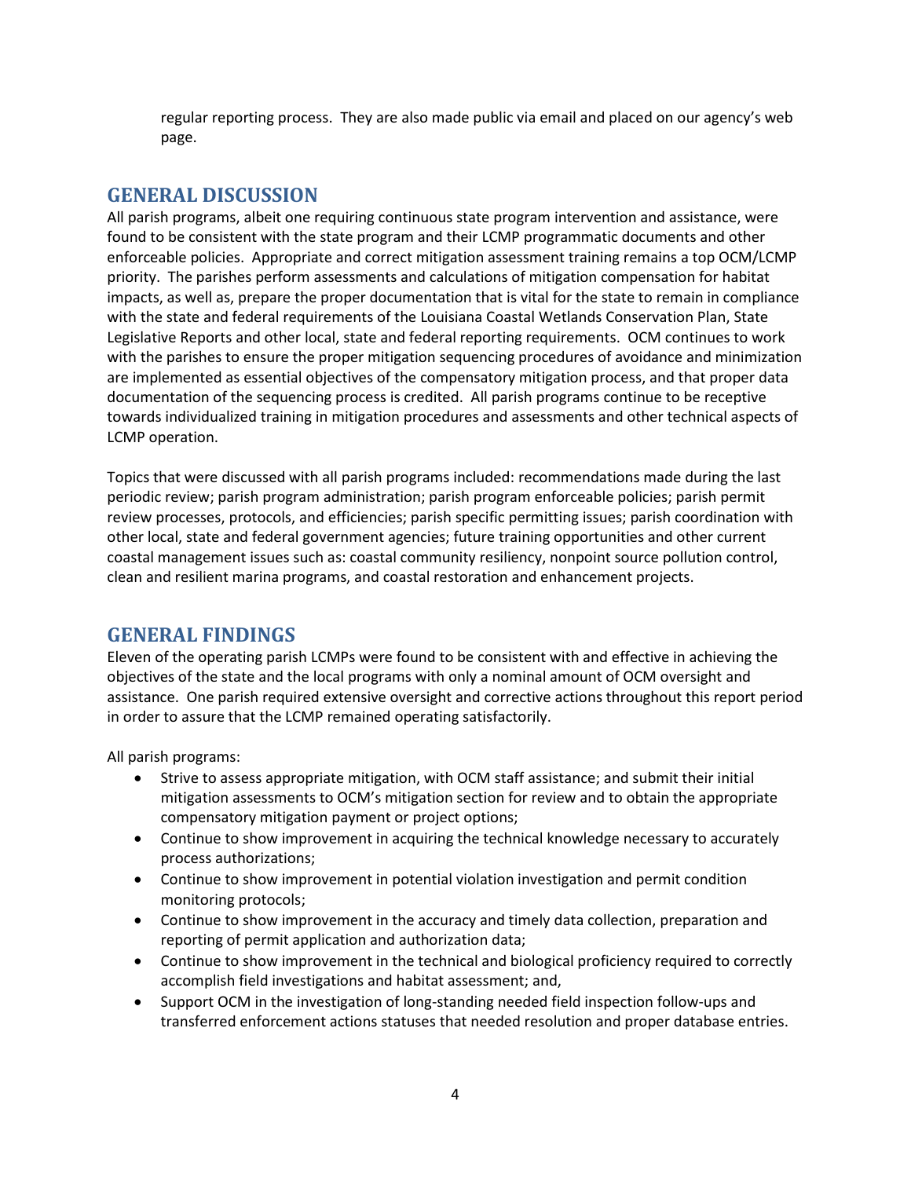regular reporting process. They are also made public via email and placed on our agency's web page.

## GENERAL DISCUSSION

All parish programs, albeit one requiring continuous state program intervention and assistance, were found to be consistent with the state program and their LCMP programmatic documents and other enforceable policies. Appropriate and correct mitigation assessment training remains a top OCM/LCMP priority. The parishes perform assessments and calculations of mitigation compensation for habitat impacts, as well as, prepare the proper documentation that is vital for the state to remain in compliance with the state and federal requirements of the Louisiana Coastal Wetlands Conservation Plan, State Legislative Reports and other local, state and federal reporting requirements. OCM continues to work with the parishes to ensure the proper mitigation sequencing procedures of avoidance and minimization are implemented as essential objectives of the compensatory mitigation process, and that proper data documentation of the sequencing process is credited. All parish programs continue to be receptive towards individualized training in mitigation procedures and assessments and other technical aspects of LCMP operation.

Topics that were discussed with all parish programs included: recommendations made during the last periodic review; parish program administration; parish program enforceable policies; parish permit review processes, protocols, and efficiencies; parish specific permitting issues; parish coordination with other local, state and federal government agencies; future training opportunities and other current coastal management issues such as: coastal community resiliency, nonpoint source pollution control, clean and resilient marina programs, and coastal restoration and enhancement projects.

## GENERAL FINDINGS

Eleven of the operating parish LCMPs were found to be consistent with and effective in achieving the objectives of the state and the local programs with only a nominal amount of OCM oversight and assistance. One parish required extensive oversight and corrective actions throughout this report period in order to assure that the LCMP remained operating satisfactorily.

All parish programs:

- Strive to assess appropriate mitigation, with OCM staff assistance; and submit their initial mitigation assessments to OCM's mitigation section for review and to obtain the appropriate compensatory mitigation payment or project options;
- Continue to show improvement in acquiring the technical knowledge necessary to accurately process authorizations;
- Continue to show improvement in potential violation investigation and permit condition monitoring protocols;
- Continue to show improvement in the accuracy and timely data collection, preparation and reporting of permit application and authorization data;
- Continue to show improvement in the technical and biological proficiency required to correctly accomplish field investigations and habitat assessment; and,
- Support OCM in the investigation of long-standing needed field inspection follow-ups and transferred enforcement actions statuses that needed resolution and proper database entries.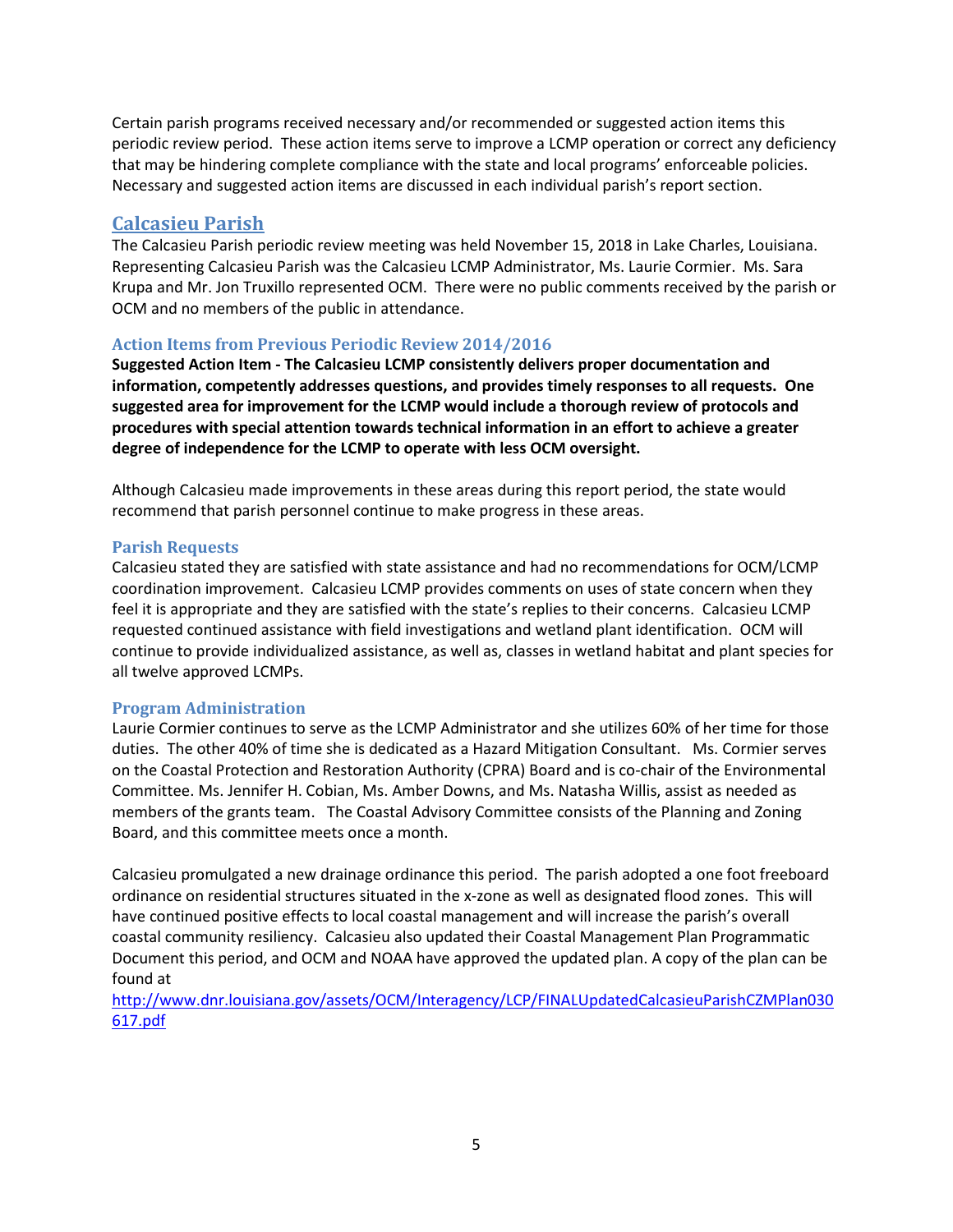Certain parish programs received necessary and/or recommended or suggested action items this periodic review period. These action items serve to improve a LCMP operation or correct any deficiency that may be hindering complete compliance with the state and local programs' enforceable policies. Necessary and suggested action items are discussed in each individual parish's report section.

## Calcasieu Parish

The Calcasieu Parish periodic review meeting was held November 15, 2018 in Lake Charles, Louisiana. Representing Calcasieu Parish was the Calcasieu LCMP Administrator, Ms. Laurie Cormier. Ms. Sara Krupa and Mr. Jon Truxillo represented OCM. There were no public comments received by the parish or OCM and no members of the public in attendance.

### Action Items from Previous Periodic Review 2014/2016

**Suggested Action Item - The Calcasieu LCMP consistently delivers proper documentation and information, competently addresses questions, and provides timely responses to all requests. One suggested area for improvement for the LCMP would include a thorough review of protocols and procedures with special attention towards technical information in an effort to achieve a greater degree of independence for the LCMP to operate with less OCM oversight.**

Although Calcasieu made improvements in these areas during this report period, the state would recommend that parish personnel continue to make progress in these areas.

### Parish Requests

Calcasieu stated they are satisfied with state assistance and had no recommendations for OCM/LCMP coordination improvement. Calcasieu LCMP provides comments on uses of state concern when they feel it is appropriate and they are satisfied with the state's replies to their concerns. Calcasieu LCMP requested continued assistance with field investigations and wetland plant identification. OCM will continue to provide individualized assistance, as well as, classes in wetland habitat and plant species for all twelve approved LCMPs.

### Program Administration

Laurie Cormier continues to serve as the LCMP Administrator and she utilizes 60% of her time for those duties. The other 40% of time she is dedicated as a Hazard Mitigation Consultant. Ms. Cormier serves on the Coastal Protection and Restoration Authority (CPRA) Board and is co-chair of the Environmental Committee. Ms. Jennifer H. Cobian, Ms. Amber Downs, and Ms. Natasha Willis, assist as needed as members of the grants team. The Coastal Advisory Committee consists of the Planning and Zoning Board, and this committee meets once a month.

Calcasieu promulgated a new drainage ordinance this period. The parish adopted a one foot freeboard ordinance on residential structures situated in the x-zone as well as designated flood zones. This will have continued positive effects to local coastal management and will increase the parish's overall coastal community resiliency. Calcasieu also updated their Coastal Management Plan Programmatic Document this period, and OCM and NOAA have approved the updated plan. A copy of the plan can be found at

http://www.dnr.louisiana.gov/assets/OCM/Interagency/LCP/FINALUpdatedCalcasieuParishCZMPlan030617.pdf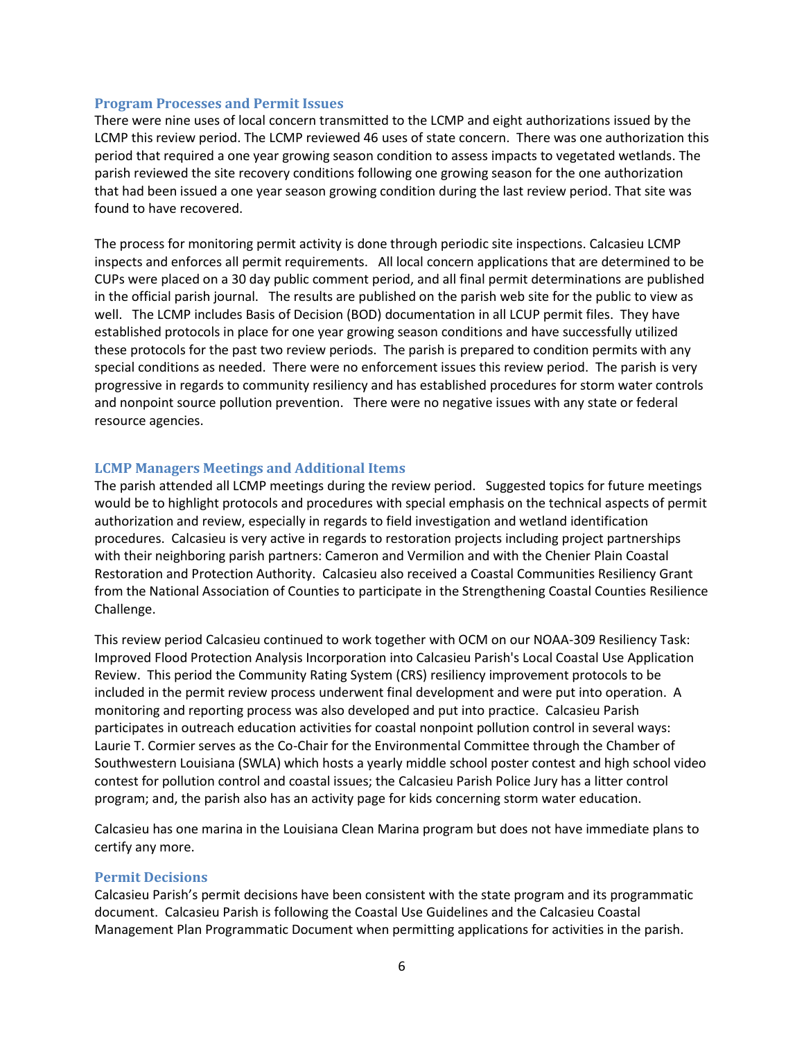### Program Processes and Permit Issues

There were nine uses of local concern transmitted to the LCMP and eight authorizations issued by the LCMP this review period. The LCMP reviewed 46 uses of state concern. There was one authorization this period that required a one year growing season condition to assess impacts to vegetated wetlands. The parish reviewed the site recovery conditions following one growing season for the one authorization that had been issued a one year season growing condition during the last review period. That site was found to have recovered.

The process for monitoring permit activity is done through periodic site inspections. Calcasieu LCMP inspects and enforces all permit requirements. All local concern applications that are determined to be CUPs were placed on a 30 day public comment period, and all final permit determinations are published in the official parish journal. The results are published on the parish web site for the public to view as well. The LCMP includes Basis of Decision (BOD) documentation in all LCUP permit files. They have established protocols in place for one year growing season conditions and have successfully utilized these protocols for the past two review periods. The parish is prepared to condition permits with any special conditions as needed. There were no enforcement issues this review period. The parish is very progressive in regards to community resiliency and has established procedures for storm water controls and nonpoint source pollution prevention. There were no negative issues with any state or federal resource agencies.

### LCMP Managers Meetings and Additional Items

The parish attended all LCMP meetings during the review period. Suggested topics for future meetings would be to highlight protocols and procedures with special emphasis on the technical aspects of permit authorization and review, especially in regards to field investigation and wetland identification procedures. Calcasieu is very active in regards to restoration projects including project partnerships with their neighboring parish partners: Cameron and Vermilion and with the Chenier Plain Coastal Restoration and Protection Authority. Calcasieu also received a Coastal Communities Resiliency Grant from the National Association of Counties to participate in the Strengthening Coastal Counties Resilience Challenge.

This review period Calcasieu continued to work together with OCM on our NOAA-309 Resiliency Task: Improved Flood Protection Analysis Incorporation into Calcasieu Parish's Local Coastal Use Application Review. This period the Community Rating System (CRS) resiliency improvement protocols to be included in the permit review process underwent final development and were put into operation. A monitoring and reporting process was also developed and put into practice. Calcasieu Parish participates in outreach education activities for coastal nonpoint pollution control in several ways: Laurie T. Cormier serves as the Co-Chair for the Environmental Committee through the Chamber of Southwestern Louisiana (SWLA) which hosts a yearly middle school poster contest and high school video contest for pollution control and coastal issues; the Calcasieu Parish Police Jury has a litter control program; and, the parish also has an activity page for kids concerning storm water education.

Calcasieu has one marina in the Louisiana Clean Marina program but does not have immediate plans to certify any more.

### Permit Decisions

Calcasieu Parish's permit decisions have been consistent with the state program and its programmatic document. Calcasieu Parish is following the Coastal Use Guidelines and the Calcasieu Coastal Management Plan Programmatic Document when permitting applications for activities in the parish.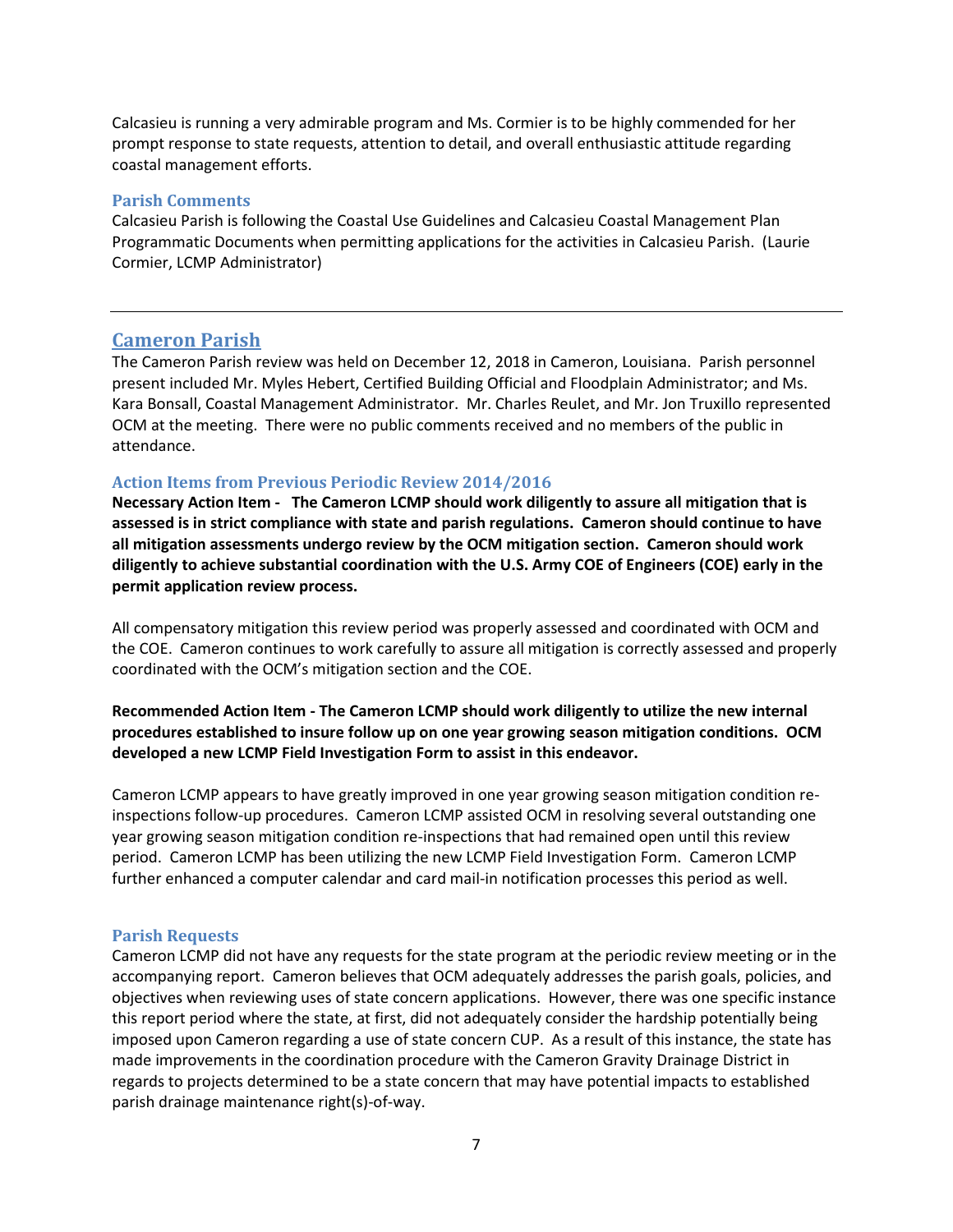Calcasieu is running a very admirable program and Ms. Cormier is to be highly commended for her prompt response to state requests, attention to detail, and overall enthusiastic attitude regarding coastal management efforts.

### Parish Comments

Calcasieu Parish is following the Coastal Use Guidelines and Calcasieu Coastal Management Plan Programmatic Documents when permitting applications for the activities in Calcasieu Parish. (Laurie Cormier, LCMP Administrator)

---

## Cameron Parish

The Cameron Parish review was held on December 12, 2018 in Cameron, Louisiana. Parish personnel present included Mr. Myles Hebert, Certified Building Official and Floodplain Administrator; and Ms. Kara Bonsall, Coastal Management Administrator. Mr. Charles Reulet, and Mr. Jon Truxillo represented OCM at the meeting. There were no public comments received and no members of the public in attendance.

### Action Items from Previous Periodic Review 2014/2016

**Necessary Action Item - The Cameron LCMP should work diligently to assure all mitigation that is assessed is in strict compliance with state and parish regulations. Cameron should continue to have all mitigation assessments undergo review by the OCM mitigation section. Cameron should work diligently to achieve substantial coordination with the U.S. Army COE of Engineers (COE) early in the permit application review process.**

All compensatory mitigation this review period was properly assessed and coordinated with OCM and the COE. Cameron continues to work carefully to assure all mitigation is correctly assessed and properly coordinated with the OCM's mitigation section and the COE.

**Recommended Action Item - The Cameron LCMP should work diligently to utilize the new internal procedures established to insure follow up on one year growing season mitigation conditions. OCM developed a new LCMP Field Investigation Form to assist in this endeavor.**

Cameron LCMP appears to have greatly improved in one year growing season mitigation condition re-inspections follow-up procedures. Cameron LCMP assisted OCM in resolving several outstanding one year growing season mitigation condition re-inspections that had remained open until this review period. Cameron LCMP has been utilizing the new LCMP Field Investigation Form. Cameron LCMP further enhanced a computer calendar and card mail-in notification processes this period as well.

### Parish Requests

Cameron LCMP did not have any requests for the state program at the periodic review meeting or in the accompanying report. Cameron believes that OCM adequately addresses the parish goals, policies, and objectives when reviewing uses of state concern applications. However, there was one specific instance this report period where the state, at first, did not adequately consider the hardship potentially being imposed upon Cameron regarding a use of state concern CUP. As a result of this instance, the state has made improvements in the coordination procedure with the Cameron Gravity Drainage District in regards to projects determined to be a state concern that may have potential impacts to established parish drainage maintenance right(s)-of-way.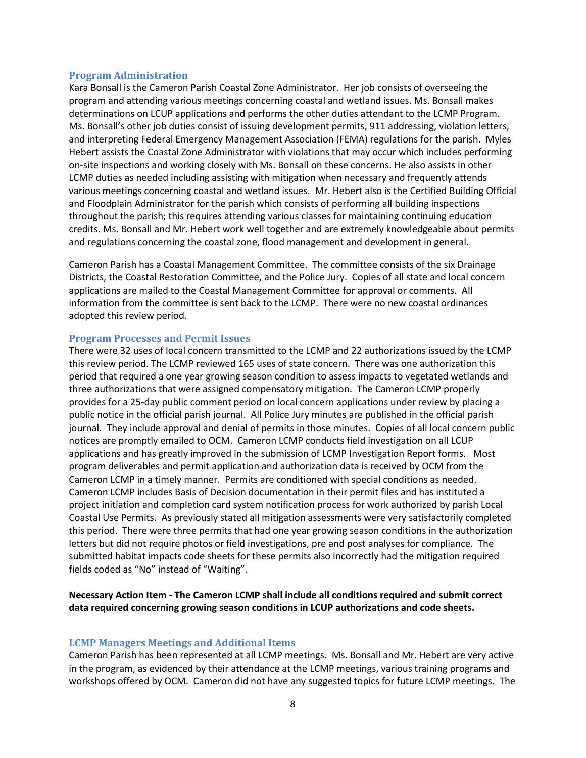## Program Administration

Kara Bonsall is the Cameron Parish Coastal Zone Administrator. Her job consists of overseeing the program and attending various meetings concerning coastal and wetland issues. Ms. Bonsall makes determinations on LCUP applications and performs the other duties attendant to the LCMP Program. Ms. Bonsall's other job duties consist of issuing development permits, 911 addressing, violation letters, and interpreting Federal Emergency Management Association (FEMA) regulations for the parish. Myles Hebert assists the Coastal Zone Administrator with violations that may occur which includes performing on-site inspections and working closely with Ms. Bonsall on these concerns. He also assists in other LCMP duties as needed including assisting with mitigation when necessary and frequently attends various meetings concerning coastal and wetland issues. Mr. Hebert also is the Certified Building Official and Floodplain Administrator for the parish which consists of performing all building inspections throughout the parish; this requires attending various classes for maintaining continuing education credits. Ms. Bonsall and Mr. Hebert work well together and are extremely knowledgeable about permits and regulations concerning the coastal zone, flood management and development in general.

Cameron Parish has a Coastal Management Committee. The committee consists of the six Drainage Districts, the Coastal Restoration Committee, and the Police Jury. Copies of all state and local concern applications are mailed to the Coastal Management Committee for approval or comments. All information from the committee is sent back to the LCMP. There were no new coastal ordinances adopted this review period.

## Program Processes and Permit Issues

There were 32 uses of local concern transmitted to the LCMP and 22 authorizations issued by the LCMP this review period. The LCMP reviewed 165 uses of state concern. There was one authorization this period that required a one year growing season condition to assess impacts to vegetated wetlands and three authorizations that were assigned compensatory mitigation. The Cameron LCMP properly provides for a 25-day public comment period on local concern applications under review by placing a public notice in the official parish journal. All Police Jury minutes are published in the official parish journal. They include approval and denial of permits in those minutes. Copies of all local concern public notices are promptly emailed to OCM. Cameron LCMP conducts field investigation on all LCUP applications and has greatly improved in the submission of LCMP Investigation Report forms. Most program deliverables and permit application and authorization data is received by OCM from the Cameron LCMP in a timely manner. Permits are conditioned with special conditions as needed. Cameron LCMP includes Basis of Decision documentation in their permit files and has instituted a project initiation and completion card system notification process for work authorized by parish Local Coastal Use Permits. As previously stated all mitigation assessments were very satisfactorily completed this period. There were three permits that had one year growing season conditions in the authorization letters but did not require photos or field investigations, pre and post analyses for compliance. The submitted habitat impacts code sheets for these permits also incorrectly had the mitigation required fields coded as "No" instead of "Waiting".

**Necessary Action Item - The Cameron LCMP shall include all conditions required and submit correct data required concerning growing season conditions in LCUP authorizations and code sheets.**

## LCMP Managers Meetings and Additional Items

Cameron Parish has been represented at all LCMP meetings. Ms. Bonsall and Mr. Hebert are very active in the program, as evidenced by their attendance at the LCMP meetings, various training programs and workshops offered by OCM. Cameron did not have any suggested topics for future LCMP meetings. The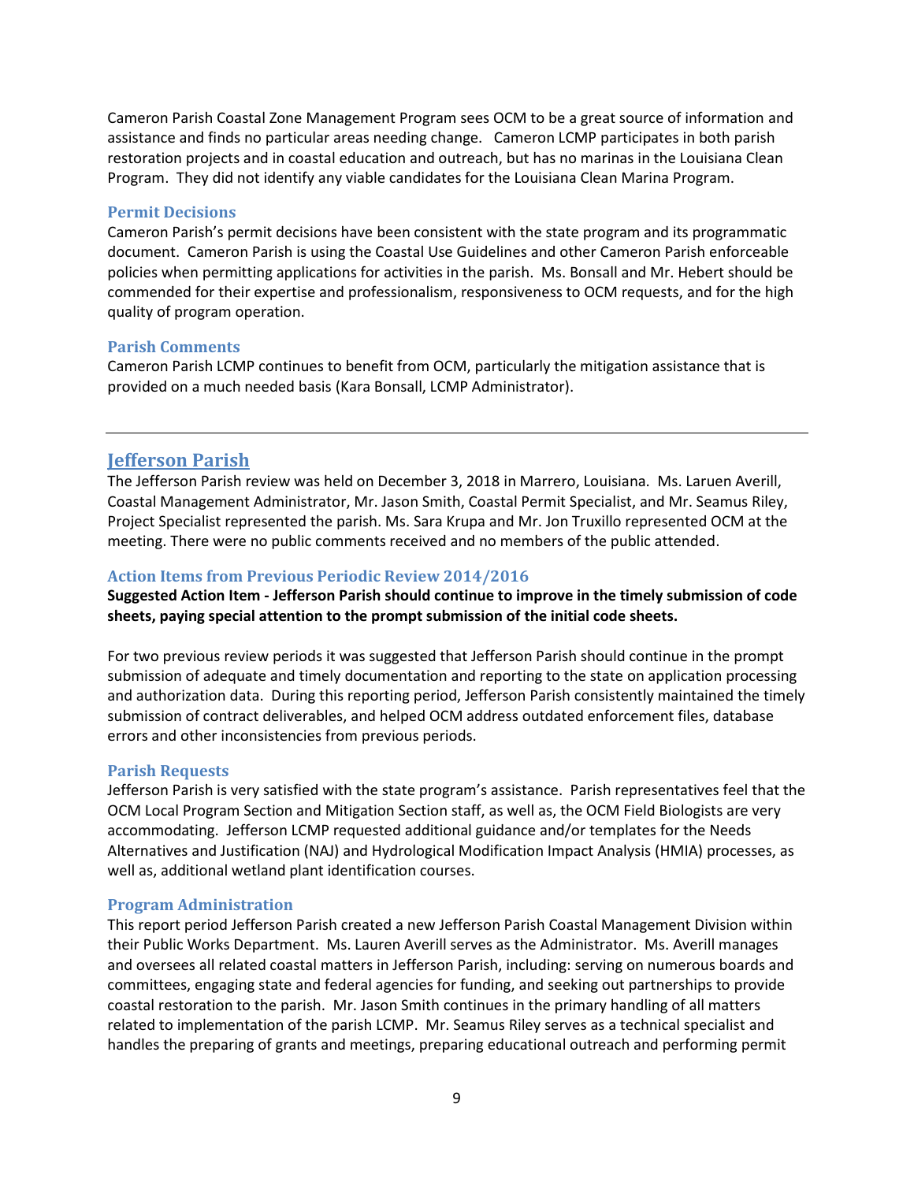Cameron Parish Coastal Zone Management Program sees OCM to be a great source of information and assistance and finds no particular areas needing change. Cameron LCMP participates in both parish restoration projects and in coastal education and outreach, but has no marinas in the Louisiana Clean Program. They did not identify any viable candidates for the Louisiana Clean Marina Program.

### Permit Decisions

Cameron Parish's permit decisions have been consistent with the state program and its programmatic document. Cameron Parish is using the Coastal Use Guidelines and other Cameron Parish enforceable policies when permitting applications for activities in the parish. Ms. Bonsall and Mr. Hebert should be commended for their expertise and professionalism, responsiveness to OCM requests, and for the high quality of program operation.

### Parish Comments

Cameron Parish LCMP continues to benefit from OCM, particularly the mitigation assistance that is provided on a much needed basis (Kara Bonsall, LCMP Administrator).

---

## Jefferson Parish

The Jefferson Parish review was held on December 3, 2018 in Marrero, Louisiana. Ms. Laruen Averill, Coastal Management Administrator, Mr. Jason Smith, Coastal Permit Specialist, and Mr. Seamus Riley, Project Specialist represented the parish. Ms. Sara Krupa and Mr. Jon Truxillo represented OCM at the meeting. There were no public comments received and no members of the public attended.

### Action Items from Previous Periodic Review 2014/2016

**Suggested Action Item - Jefferson Parish should continue to improve in the timely submission of code sheets, paying special attention to the prompt submission of the initial code sheets.**

For two previous review periods it was suggested that Jefferson Parish should continue in the prompt submission of adequate and timely documentation and reporting to the state on application processing and authorization data. During this reporting period, Jefferson Parish consistently maintained the timely submission of contract deliverables, and helped OCM address outdated enforcement files, database errors and other inconsistencies from previous periods.

### Parish Requests

Jefferson Parish is very satisfied with the state program's assistance. Parish representatives feel that the OCM Local Program Section and Mitigation Section staff, as well as, the OCM Field Biologists are very accommodating. Jefferson LCMP requested additional guidance and/or templates for the Needs Alternatives and Justification (NAJ) and Hydrological Modification Impact Analysis (HMIA) processes, as well as, additional wetland plant identification courses.

### Program Administration

This report period Jefferson Parish created a new Jefferson Parish Coastal Management Division within their Public Works Department. Ms. Lauren Averill serves as the Administrator. Ms. Averill manages and oversees all related coastal matters in Jefferson Parish, including: serving on numerous boards and committees, engaging state and federal agencies for funding, and seeking out partnerships to provide coastal restoration to the parish. Mr. Jason Smith continues in the primary handling of all matters related to implementation of the parish LCMP. Mr. Seamus Riley serves as a technical specialist and handles the preparing of grants and meetings, preparing educational outreach and performing permit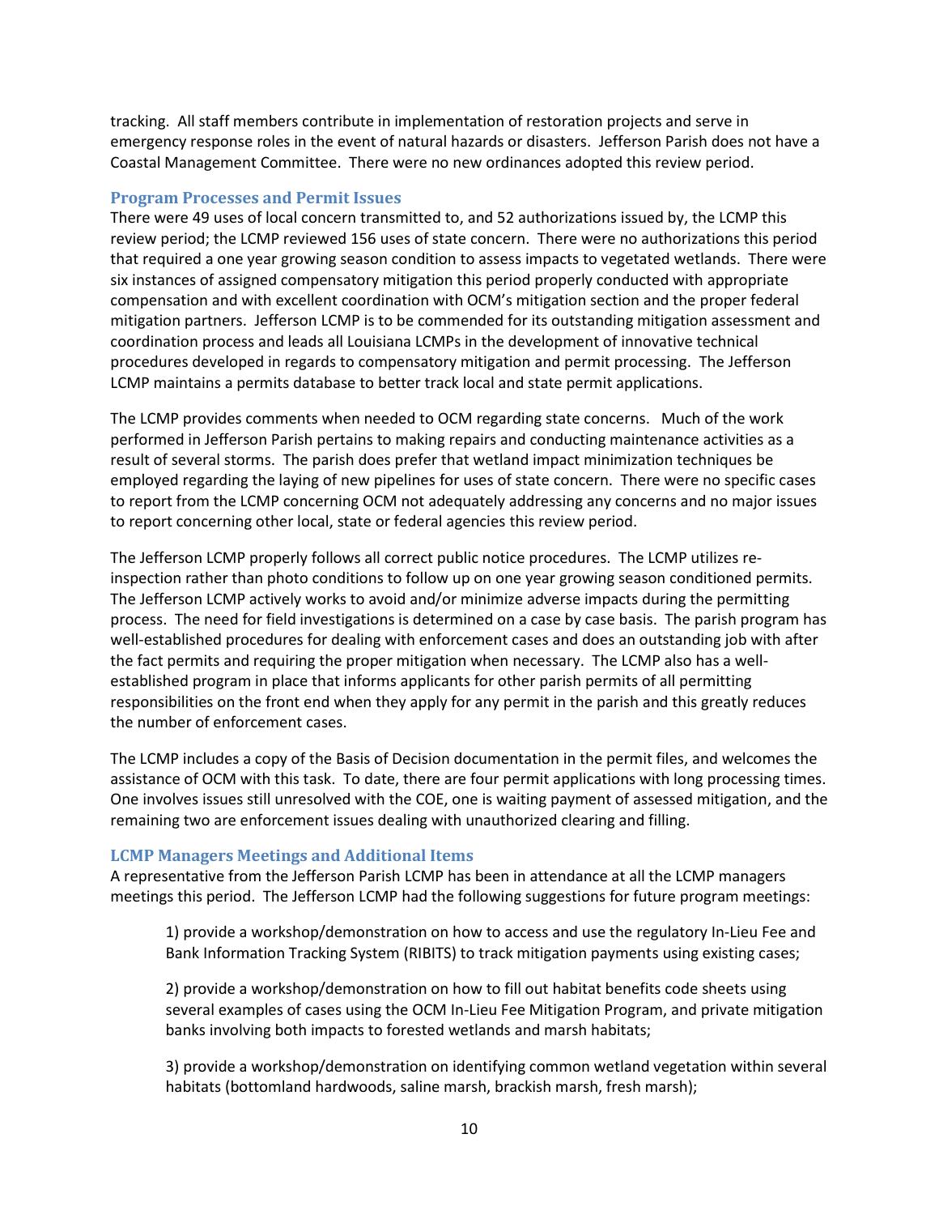tracking. All staff members contribute in implementation of restoration projects and serve in emergency response roles in the event of natural hazards or disasters. Jefferson Parish does not have a Coastal Management Committee. There were no new ordinances adopted this review period.

### Program Processes and Permit Issues

There were 49 uses of local concern transmitted to, and 52 authorizations issued by, the LCMP this review period; the LCMP reviewed 156 uses of state concern. There were no authorizations this period that required a one year growing season condition to assess impacts to vegetated wetlands. There were six instances of assigned compensatory mitigation this period properly conducted with appropriate compensation and with excellent coordination with OCM's mitigation section and the proper federal mitigation partners. Jefferson LCMP is to be commended for its outstanding mitigation assessment and coordination process and leads all Louisiana LCMPs in the development of innovative technical procedures developed in regards to compensatory mitigation and permit processing. The Jefferson LCMP maintains a permits database to better track local and state permit applications.

The LCMP provides comments when needed to OCM regarding state concerns. Much of the work performed in Jefferson Parish pertains to making repairs and conducting maintenance activities as a result of several storms. The parish does prefer that wetland impact minimization techniques be employed regarding the laying of new pipelines for uses of state concern. There were no specific cases to report from the LCMP concerning OCM not adequately addressing any concerns and no major issues to report concerning other local, state or federal agencies this review period.

The Jefferson LCMP properly follows all correct public notice procedures. The LCMP utilizes re-inspection rather than photo conditions to follow up on one year growing season conditioned permits. The Jefferson LCMP actively works to avoid and/or minimize adverse impacts during the permitting process. The need for field investigations is determined on a case by case basis. The parish program has well-established procedures for dealing with enforcement cases and does an outstanding job with after the fact permits and requiring the proper mitigation when necessary. The LCMP also has a well-established program in place that informs applicants for other parish permits of all permitting responsibilities on the front end when they apply for any permit in the parish and this greatly reduces the number of enforcement cases.

The LCMP includes a copy of the Basis of Decision documentation in the permit files, and welcomes the assistance of OCM with this task. To date, there are four permit applications with long processing times. One involves issues still unresolved with the COE, one is waiting payment of assessed mitigation, and the remaining two are enforcement issues dealing with unauthorized clearing and filling.

### LCMP Managers Meetings and Additional Items

A representative from the Jefferson Parish LCMP has been in attendance at all the LCMP managers meetings this period. The Jefferson LCMP had the following suggestions for future program meetings:

1) provide a workshop/demonstration on how to access and use the regulatory In-Lieu Fee and Bank Information Tracking System (RIBITS) to track mitigation payments using existing cases;

2) provide a workshop/demonstration on how to fill out habitat benefits code sheets using several examples of cases using the OCM In-Lieu Fee Mitigation Program, and private mitigation banks involving both impacts to forested wetlands and marsh habitats;

3) provide a workshop/demonstration on identifying common wetland vegetation within several habitats (bottomland hardwoods, saline marsh, brackish marsh, fresh marsh);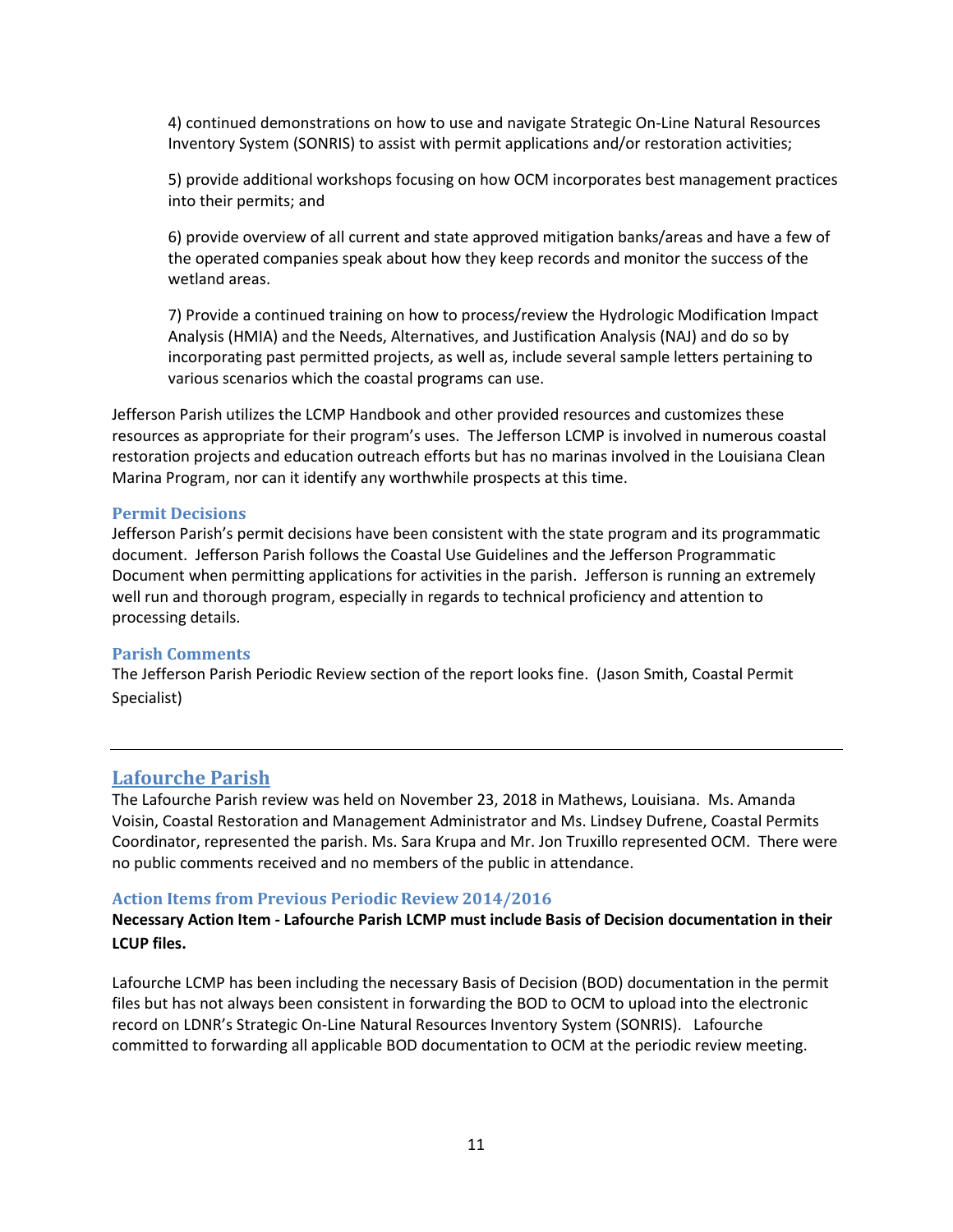4) continued demonstrations on how to use and navigate Strategic On-Line Natural Resources Inventory System (SONRIS) to assist with permit applications and/or restoration activities;

5) provide additional workshops focusing on how OCM incorporates best management practices into their permits; and

6) provide overview of all current and state approved mitigation banks/areas and have a few of the operated companies speak about how they keep records and monitor the success of the wetland areas.

7) Provide a continued training on how to process/review the Hydrologic Modification Impact Analysis (HMIA) and the Needs, Alternatives, and Justification Analysis (NAJ) and do so by incorporating past permitted projects, as well as, include several sample letters pertaining to various scenarios which the coastal programs can use.

Jefferson Parish utilizes the LCMP Handbook and other provided resources and customizes these resources as appropriate for their program's uses. The Jefferson LCMP is involved in numerous coastal restoration projects and education outreach efforts but has no marinas involved in the Louisiana Clean Marina Program, nor can it identify any worthwhile prospects at this time.

### Permit Decisions

Jefferson Parish's permit decisions have been consistent with the state program and its programmatic document. Jefferson Parish follows the Coastal Use Guidelines and the Jefferson Programmatic Document when permitting applications for activities in the parish. Jefferson is running an extremely well run and thorough program, especially in regards to technical proficiency and attention to processing details.

### Parish Comments

The Jefferson Parish Periodic Review section of the report looks fine. (Jason Smith, Coastal Permit Specialist)

---

## Lafourche Parish

The Lafourche Parish review was held on November 23, 2018 in Mathews, Louisiana. Ms. Amanda Voisin, Coastal Restoration and Management Administrator and Ms. Lindsey Dufrene, Coastal Permits Coordinator, represented the parish. Ms. Sara Krupa and Mr. Jon Truxillo represented OCM. There were no public comments received and no members of the public in attendance.

### Action Items from Previous Periodic Review 2014/2016

**Necessary Action Item - Lafourche Parish LCMP must include Basis of Decision documentation in their LCUP files.**

Lafourche LCMP has been including the necessary Basis of Decision (BOD) documentation in the permit files but has not always been consistent in forwarding the BOD to OCM to upload into the electronic record on LDNR's Strategic On-Line Natural Resources Inventory System (SONRIS). Lafourche committed to forwarding all applicable BOD documentation to OCM at the periodic review meeting.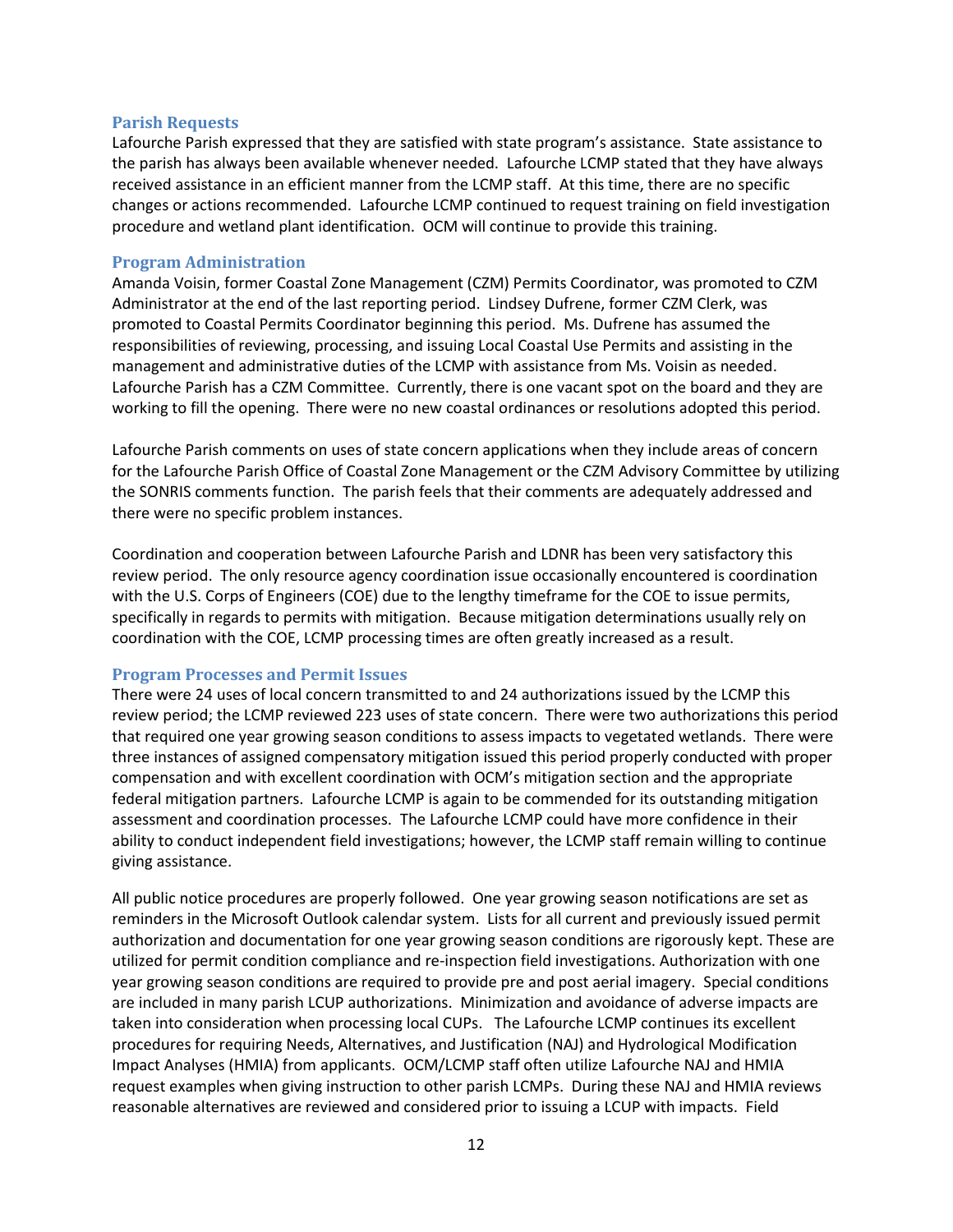### Parish Requests

Lafourche Parish expressed that they are satisfied with state program's assistance. State assistance to the parish has always been available whenever needed. Lafourche LCMP stated that they have always received assistance in an efficient manner from the LCMP staff. At this time, there are no specific changes or actions recommended. Lafourche LCMP continued to request training on field investigation procedure and wetland plant identification. OCM will continue to provide this training.

### Program Administration

Amanda Voisin, former Coastal Zone Management (CZM) Permits Coordinator, was promoted to CZM Administrator at the end of the last reporting period. Lindsey Dufrene, former CZM Clerk, was promoted to Coastal Permits Coordinator beginning this period. Ms. Dufrene has assumed the responsibilities of reviewing, processing, and issuing Local Coastal Use Permits and assisting in the management and administrative duties of the LCMP with assistance from Ms. Voisin as needed. Lafourche Parish has a CZM Committee. Currently, there is one vacant spot on the board and they are working to fill the opening. There were no new coastal ordinances or resolutions adopted this period.

Lafourche Parish comments on uses of state concern applications when they include areas of concern for the Lafourche Parish Office of Coastal Zone Management or the CZM Advisory Committee by utilizing the SONRIS comments function. The parish feels that their comments are adequately addressed and there were no specific problem instances.

Coordination and cooperation between Lafourche Parish and LDNR has been very satisfactory this review period. The only resource agency coordination issue occasionally encountered is coordination with the U.S. Corps of Engineers (COE) due to the lengthy timeframe for the COE to issue permits, specifically in regards to permits with mitigation. Because mitigation determinations usually rely on coordination with the COE, LCMP processing times are often greatly increased as a result.

### Program Processes and Permit Issues

There were 24 uses of local concern transmitted to and 24 authorizations issued by the LCMP this review period; the LCMP reviewed 223 uses of state concern. There were two authorizations this period that required one year growing season conditions to assess impacts to vegetated wetlands. There were three instances of assigned compensatory mitigation issued this period properly conducted with proper compensation and with excellent coordination with OCM's mitigation section and the appropriate federal mitigation partners. Lafourche LCMP is again to be commended for its outstanding mitigation assessment and coordination processes. The Lafourche LCMP could have more confidence in their ability to conduct independent field investigations; however, the LCMP staff remain willing to continue giving assistance.

All public notice procedures are properly followed. One year growing season notifications are set as reminders in the Microsoft Outlook calendar system. Lists for all current and previously issued permit authorization and documentation for one year growing season conditions are rigorously kept. These are utilized for permit condition compliance and re-inspection field investigations. Authorization with one year growing season conditions are required to provide pre and post aerial imagery. Special conditions are included in many parish LCUP authorizations. Minimization and avoidance of adverse impacts are taken into consideration when processing local CUPs. The Lafourche LCMP continues its excellent procedures for requiring Needs, Alternatives, and Justification (NAJ) and Hydrological Modification Impact Analyses (HMIA) from applicants. OCM/LCMP staff often utilize Lafourche NAJ and HMIA request examples when giving instruction to other parish LCMPs. During these NAJ and HMIA reviews reasonable alternatives are reviewed and considered prior to issuing a LCUP with impacts. Field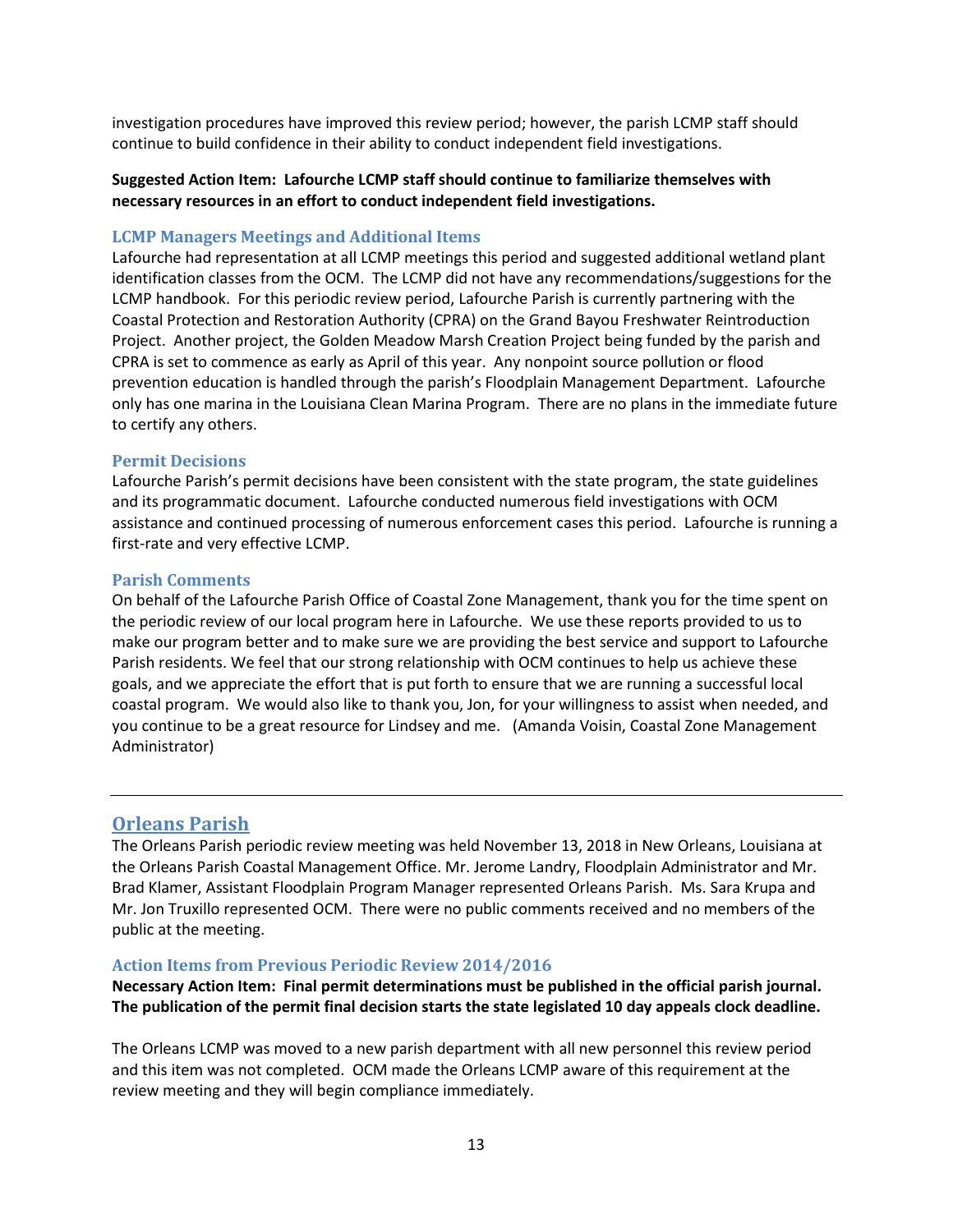investigation procedures have improved this review period; however, the parish LCMP staff should continue to build confidence in their ability to conduct independent field investigations.

**Suggested Action Item: Lafourche LCMP staff should continue to familiarize themselves with necessary resources in an effort to conduct independent field investigations.**

### LCMP Managers Meetings and Additional Items

Lafourche had representation at all LCMP meetings this period and suggested additional wetland plant identification classes from the OCM. The LCMP did not have any recommendations/suggestions for the LCMP handbook. For this periodic review period, Lafourche Parish is currently partnering with the Coastal Protection and Restoration Authority (CPRA) on the Grand Bayou Freshwater Reintroduction Project. Another project, the Golden Meadow Marsh Creation Project being funded by the parish and CPRA is set to commence as early as April of this year. Any nonpoint source pollution or flood prevention education is handled through the parish's Floodplain Management Department. Lafourche only has one marina in the Louisiana Clean Marina Program. There are no plans in the immediate future to certify any others.

### Permit Decisions

Lafourche Parish's permit decisions have been consistent with the state program, the state guidelines and its programmatic document. Lafourche conducted numerous field investigations with OCM assistance and continued processing of numerous enforcement cases this period. Lafourche is running a first-rate and very effective LCMP.

### Parish Comments

On behalf of the Lafourche Parish Office of Coastal Zone Management, thank you for the time spent on the periodic review of our local program here in Lafourche. We use these reports provided to us to make our program better and to make sure we are providing the best service and support to Lafourche Parish residents. We feel that our strong relationship with OCM continues to help us achieve these goals, and we appreciate the effort that is put forth to ensure that we are running a successful local coastal program. We would also like to thank you, Jon, for your willingness to assist when needed, and you continue to be a great resource for Lindsey and me. (Amanda Voisin, Coastal Zone Management Administrator)

---

## Orleans Parish

The Orleans Parish periodic review meeting was held November 13, 2018 in New Orleans, Louisiana at the Orleans Parish Coastal Management Office. Mr. Jerome Landry, Floodplain Administrator and Mr. Brad Klamer, Assistant Floodplain Program Manager represented Orleans Parish. Ms. Sara Krupa and Mr. Jon Truxillo represented OCM. There were no public comments received and no members of the public at the meeting.

### Action Items from Previous Periodic Review 2014/2016

**Necessary Action Item: Final permit determinations must be published in the official parish journal. The publication of the permit final decision starts the state legislated 10 day appeals clock deadline.**

The Orleans LCMP was moved to a new parish department with all new personnel this review period and this item was not completed. OCM made the Orleans LCMP aware of this requirement at the review meeting and they will begin compliance immediately.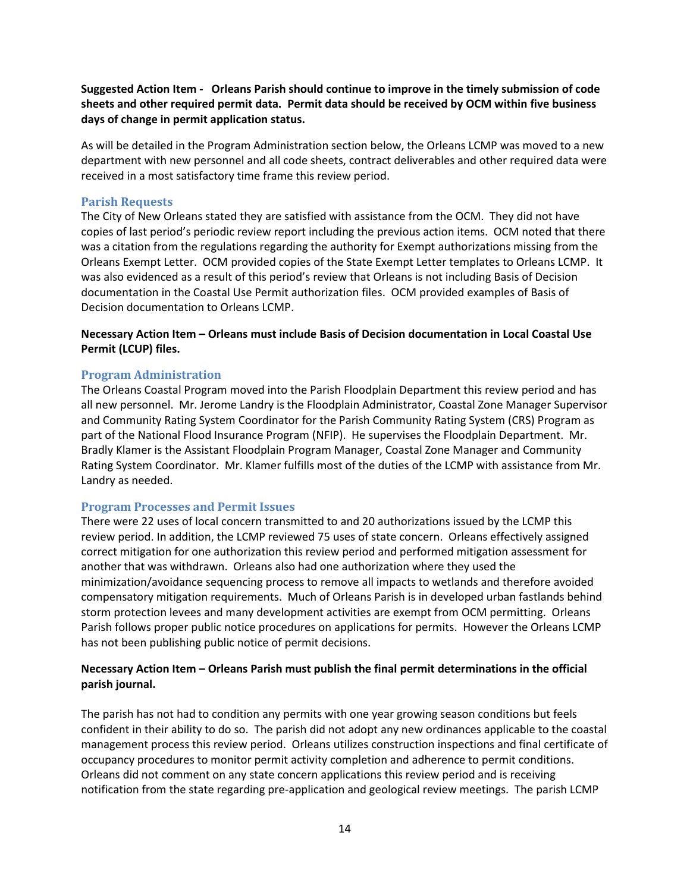**Suggested Action Item - Orleans Parish should continue to improve in the timely submission of code sheets and other required permit data. Permit data should be received by OCM within five business days of change in permit application status.**

As will be detailed in the Program Administration section below, the Orleans LCMP was moved to a new department with new personnel and all code sheets, contract deliverables and other required data were received in a most satisfactory time frame this review period.

### Parish Requests

The City of New Orleans stated they are satisfied with assistance from the OCM. They did not have copies of last period's periodic review report including the previous action items. OCM noted that there was a citation from the regulations regarding the authority for Exempt authorizations missing from the Orleans Exempt Letter. OCM provided copies of the State Exempt Letter templates to Orleans LCMP. It was also evidenced as a result of this period's review that Orleans is not including Basis of Decision documentation in the Coastal Use Permit authorization files. OCM provided examples of Basis of Decision documentation to Orleans LCMP.

**Necessary Action Item – Orleans must include Basis of Decision documentation in Local Coastal Use Permit (LCUP) files.**

### Program Administration

The Orleans Coastal Program moved into the Parish Floodplain Department this review period and has all new personnel. Mr. Jerome Landry is the Floodplain Administrator, Coastal Zone Manager Supervisor and Community Rating System Coordinator for the Parish Community Rating System (CRS) Program as part of the National Flood Insurance Program (NFIP). He supervises the Floodplain Department. Mr. Bradly Klamer is the Assistant Floodplain Program Manager, Coastal Zone Manager and Community Rating System Coordinator. Mr. Klamer fulfills most of the duties of the LCMP with assistance from Mr. Landry as needed.

### Program Processes and Permit Issues

There were 22 uses of local concern transmitted to and 20 authorizations issued by the LCMP this review period. In addition, the LCMP reviewed 75 uses of state concern. Orleans effectively assigned correct mitigation for one authorization this review period and performed mitigation assessment for another that was withdrawn. Orleans also had one authorization where they used the minimization/avoidance sequencing process to remove all impacts to wetlands and therefore avoided compensatory mitigation requirements. Much of Orleans Parish is in developed urban fastlands behind storm protection levees and many development activities are exempt from OCM permitting. Orleans Parish follows proper public notice procedures on applications for permits. However the Orleans LCMP has not been publishing public notice of permit decisions.

**Necessary Action Item – Orleans Parish must publish the final permit determinations in the official parish journal.**

The parish has not had to condition any permits with one year growing season conditions but feels confident in their ability to do so. The parish did not adopt any new ordinances applicable to the coastal management process this review period. Orleans utilizes construction inspections and final certificate of occupancy procedures to monitor permit activity completion and adherence to permit conditions. Orleans did not comment on any state concern applications this review period and is receiving notification from the state regarding pre-application and geological review meetings. The parish LCMP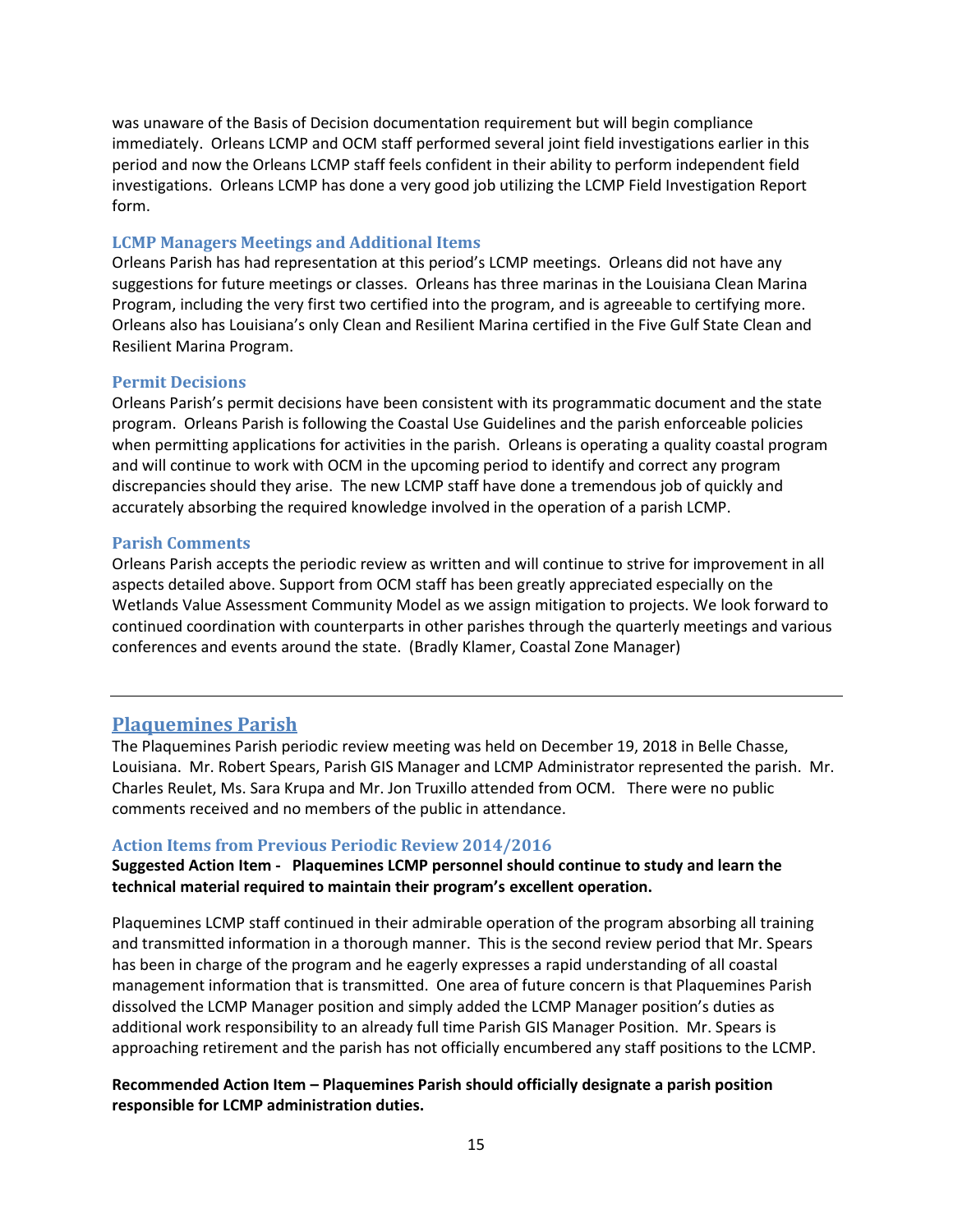was unaware of the Basis of Decision documentation requirement but will begin compliance immediately. Orleans LCMP and OCM staff performed several joint field investigations earlier in this period and now the Orleans LCMP staff feels confident in their ability to perform independent field investigations. Orleans LCMP has done a very good job utilizing the LCMP Field Investigation Report form.

### LCMP Managers Meetings and Additional Items

Orleans Parish has had representation at this period's LCMP meetings. Orleans did not have any suggestions for future meetings or classes. Orleans has three marinas in the Louisiana Clean Marina Program, including the very first two certified into the program, and is agreeable to certifying more. Orleans also has Louisiana's only Clean and Resilient Marina certified in the Five Gulf State Clean and Resilient Marina Program.

### Permit Decisions

Orleans Parish's permit decisions have been consistent with its programmatic document and the state program. Orleans Parish is following the Coastal Use Guidelines and the parish enforceable policies when permitting applications for activities in the parish. Orleans is operating a quality coastal program and will continue to work with OCM in the upcoming period to identify and correct any program discrepancies should they arise. The new LCMP staff have done a tremendous job of quickly and accurately absorbing the required knowledge involved in the operation of a parish LCMP.

### Parish Comments

Orleans Parish accepts the periodic review as written and will continue to strive for improvement in all aspects detailed above. Support from OCM staff has been greatly appreciated especially on the Wetlands Value Assessment Community Model as we assign mitigation to projects. We look forward to continued coordination with counterparts in other parishes through the quarterly meetings and various conferences and events around the state. (Bradly Klamer, Coastal Zone Manager)

---

## Plaquemines Parish

The Plaquemines Parish periodic review meeting was held on December 19, 2018 in Belle Chasse, Louisiana. Mr. Robert Spears, Parish GIS Manager and LCMP Administrator represented the parish. Mr. Charles Reulet, Ms. Sara Krupa and Mr. Jon Truxillo attended from OCM. There were no public comments received and no members of the public in attendance.

### Action Items from Previous Periodic Review 2014/2016

**Suggested Action Item - Plaquemines LCMP personnel should continue to study and learn the technical material required to maintain their program's excellent operation.**

Plaquemines LCMP staff continued in their admirable operation of the program absorbing all training and transmitted information in a thorough manner. This is the second review period that Mr. Spears has been in charge of the program and he eagerly expresses a rapid understanding of all coastal management information that is transmitted. One area of future concern is that Plaquemines Parish dissolved the LCMP Manager position and simply added the LCMP Manager position's duties as additional work responsibility to an already full time Parish GIS Manager Position. Mr. Spears is approaching retirement and the parish has not officially encumbered any staff positions to the LCMP.

**Recommended Action Item – Plaquemines Parish should officially designate a parish position responsible for LCMP administration duties.**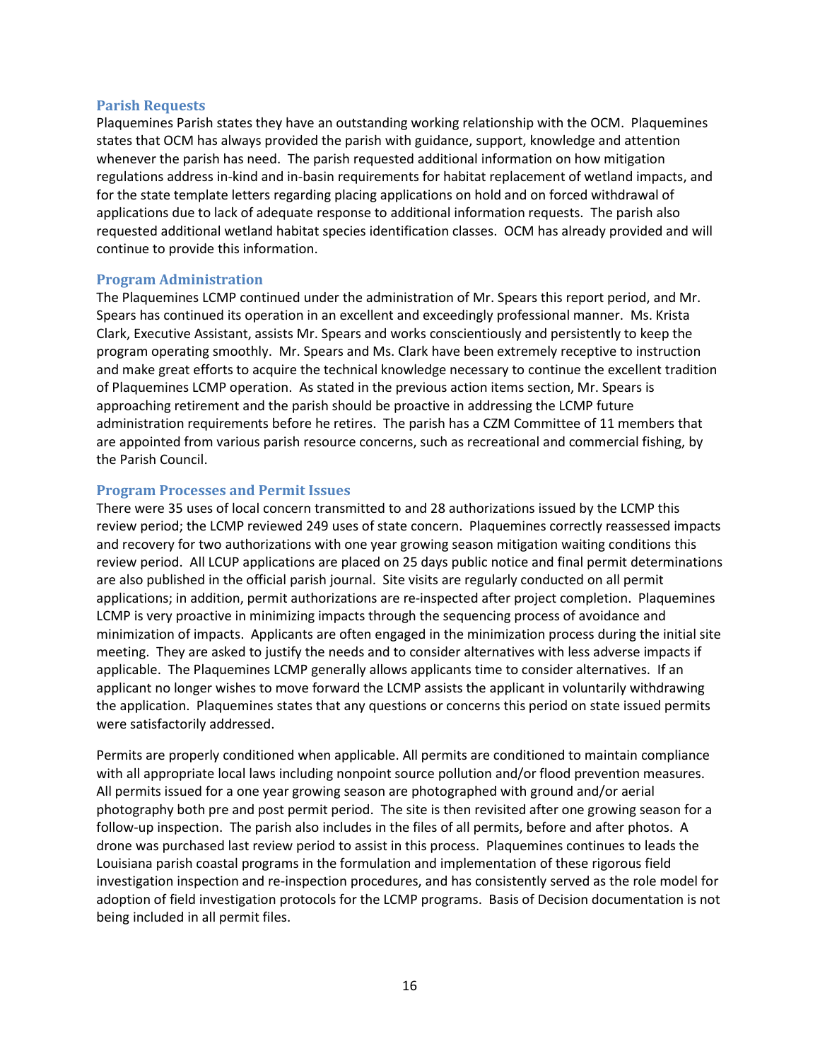### Parish Requests

Plaquemines Parish states they have an outstanding working relationship with the OCM. Plaquemines states that OCM has always provided the parish with guidance, support, knowledge and attention whenever the parish has need. The parish requested additional information on how mitigation regulations address in-kind and in-basin requirements for habitat replacement of wetland impacts, and for the state template letters regarding placing applications on hold and on forced withdrawal of applications due to lack of adequate response to additional information requests. The parish also requested additional wetland habitat species identification classes. OCM has already provided and will continue to provide this information.

### Program Administration

The Plaquemines LCMP continued under the administration of Mr. Spears this report period, and Mr. Spears has continued its operation in an excellent and exceedingly professional manner. Ms. Krista Clark, Executive Assistant, assists Mr. Spears and works conscientiously and persistently to keep the program operating smoothly. Mr. Spears and Ms. Clark have been extremely receptive to instruction and make great efforts to acquire the technical knowledge necessary to continue the excellent tradition of Plaquemines LCMP operation. As stated in the previous action items section, Mr. Spears is approaching retirement and the parish should be proactive in addressing the LCMP future administration requirements before he retires. The parish has a CZM Committee of 11 members that are appointed from various parish resource concerns, such as recreational and commercial fishing, by the Parish Council.

### Program Processes and Permit Issues

There were 35 uses of local concern transmitted to and 28 authorizations issued by the LCMP this review period; the LCMP reviewed 249 uses of state concern. Plaquemines correctly reassessed impacts and recovery for two authorizations with one year growing season mitigation waiting conditions this review period. All LCUP applications are placed on 25 days public notice and final permit determinations are also published in the official parish journal. Site visits are regularly conducted on all permit applications; in addition, permit authorizations are re-inspected after project completion. Plaquemines LCMP is very proactive in minimizing impacts through the sequencing process of avoidance and minimization of impacts. Applicants are often engaged in the minimization process during the initial site meeting. They are asked to justify the needs and to consider alternatives with less adverse impacts if applicable. The Plaquemines LCMP generally allows applicants time to consider alternatives. If an applicant no longer wishes to move forward the LCMP assists the applicant in voluntarily withdrawing the application. Plaquemines states that any questions or concerns this period on state issued permits were satisfactorily addressed.

Permits are properly conditioned when applicable. All permits are conditioned to maintain compliance with all appropriate local laws including nonpoint source pollution and/or flood prevention measures. All permits issued for a one year growing season are photographed with ground and/or aerial photography both pre and post permit period. The site is then revisited after one growing season for a follow-up inspection. The parish also includes in the files of all permits, before and after photos. A drone was purchased last review period to assist in this process. Plaquemines continues to leads the Louisiana parish coastal programs in the formulation and implementation of these rigorous field investigation inspection and re-inspection procedures, and has consistently served as the role model for adoption of field investigation protocols for the LCMP programs. Basis of Decision documentation is not being included in all permit files.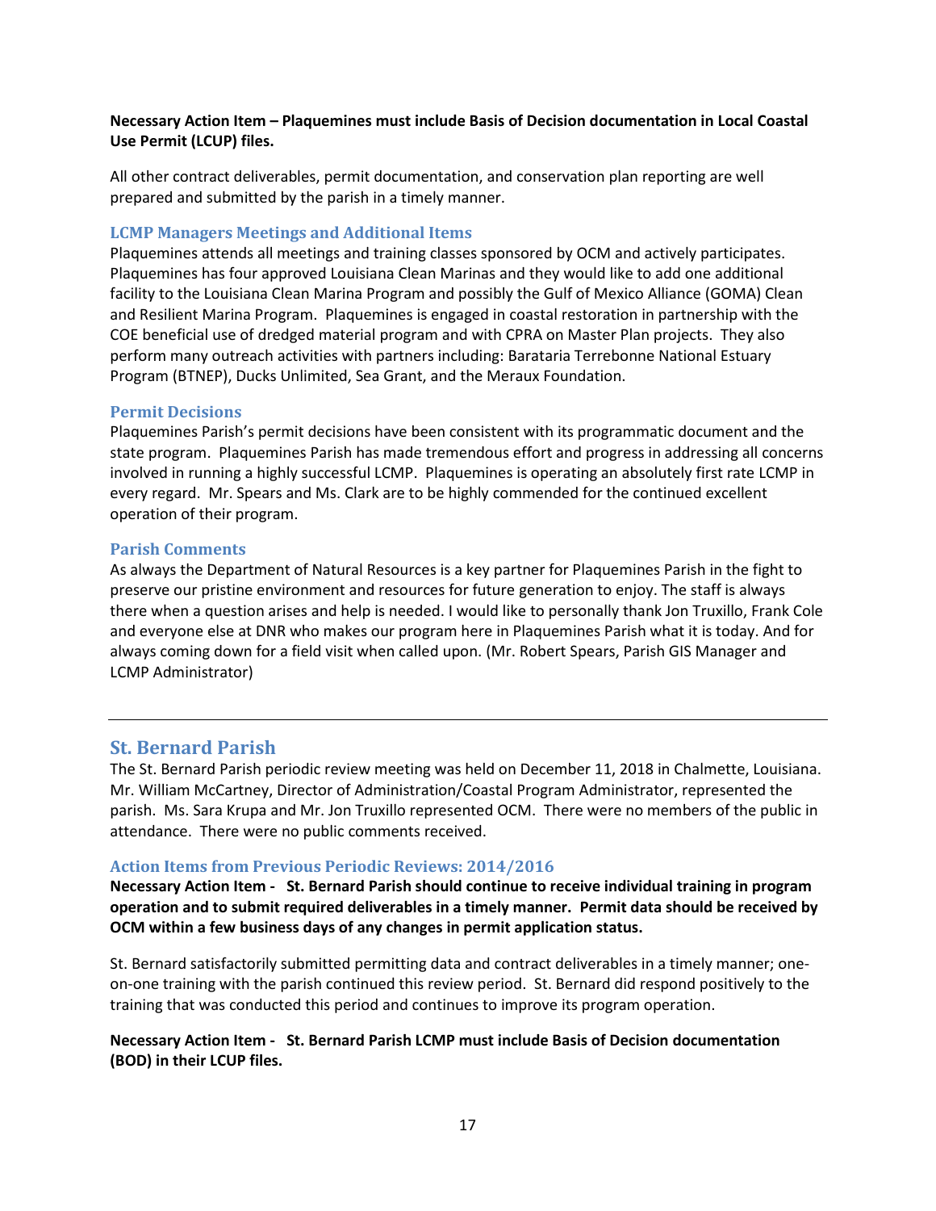**Necessary Action Item – Plaquemines must include Basis of Decision documentation in Local Coastal Use Permit (LCUP) files.**

All other contract deliverables, permit documentation, and conservation plan reporting are well prepared and submitted by the parish in a timely manner.

### LCMP Managers Meetings and Additional Items

Plaquemines attends all meetings and training classes sponsored by OCM and actively participates. Plaquemines has four approved Louisiana Clean Marinas and they would like to add one additional facility to the Louisiana Clean Marina Program and possibly the Gulf of Mexico Alliance (GOMA) Clean and Resilient Marina Program. Plaquemines is engaged in coastal restoration in partnership with the COE beneficial use of dredged material program and with CPRA on Master Plan projects. They also perform many outreach activities with partners including: Barataria Terrebonne National Estuary Program (BTNEP), Ducks Unlimited, Sea Grant, and the Meraux Foundation.

### Permit Decisions

Plaquemines Parish's permit decisions have been consistent with its programmatic document and the state program. Plaquemines Parish has made tremendous effort and progress in addressing all concerns involved in running a highly successful LCMP. Plaquemines is operating an absolutely first rate LCMP in every regard. Mr. Spears and Ms. Clark are to be highly commended for the continued excellent operation of their program.

### Parish Comments

As always the Department of Natural Resources is a key partner for Plaquemines Parish in the fight to preserve our pristine environment and resources for future generation to enjoy. The staff is always there when a question arises and help is needed. I would like to personally thank Jon Truxillo, Frank Cole and everyone else at DNR who makes our program here in Plaquemines Parish what it is today. And for always coming down for a field visit when called upon. (Mr. Robert Spears, Parish GIS Manager and LCMP Administrator)

---

## St. Bernard Parish

The St. Bernard Parish periodic review meeting was held on December 11, 2018 in Chalmette, Louisiana. Mr. William McCartney, Director of Administration/Coastal Program Administrator, represented the parish. Ms. Sara Krupa and Mr. Jon Truxillo represented OCM. There were no members of the public in attendance. There were no public comments received.

### Action Items from Previous Periodic Reviews: 2014/2016

**Necessary Action Item - St. Bernard Parish should continue to receive individual training in program operation and to submit required deliverables in a timely manner. Permit data should be received by OCM within a few business days of any changes in permit application status.**

St. Bernard satisfactorily submitted permitting data and contract deliverables in a timely manner; one-on-one training with the parish continued this review period. St. Bernard did respond positively to the training that was conducted this period and continues to improve its program operation.

**Necessary Action Item - St. Bernard Parish LCMP must include Basis of Decision documentation (BOD) in their LCUP files.**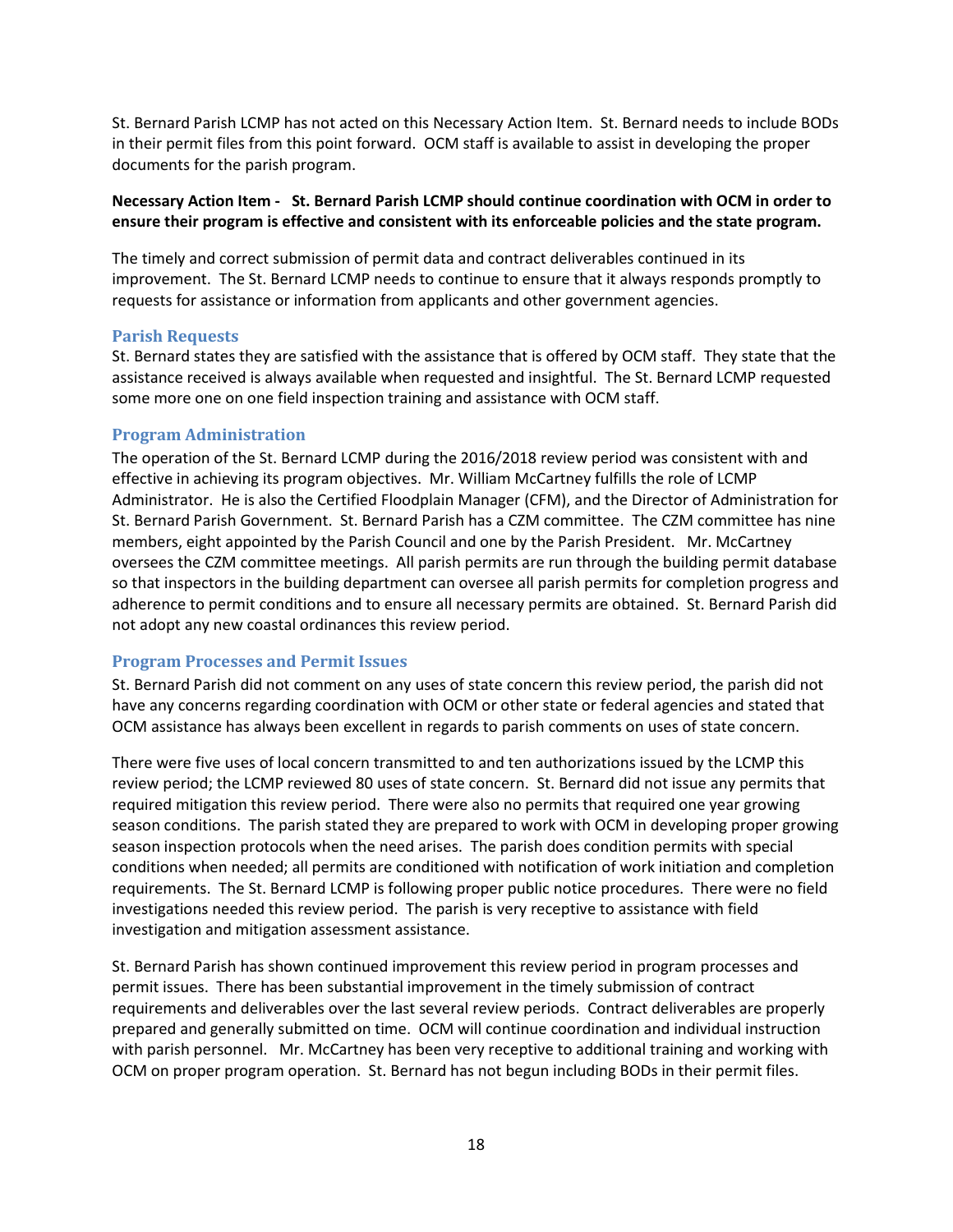St. Bernard Parish LCMP has not acted on this Necessary Action Item. St. Bernard needs to include BODs in their permit files from this point forward. OCM staff is available to assist in developing the proper documents for the parish program.

**Necessary Action Item - St. Bernard Parish LCMP should continue coordination with OCM in order to ensure their program is effective and consistent with its enforceable policies and the state program.**

The timely and correct submission of permit data and contract deliverables continued in its improvement. The St. Bernard LCMP needs to continue to ensure that it always responds promptly to requests for assistance or information from applicants and other government agencies.

### Parish Requests

St. Bernard states they are satisfied with the assistance that is offered by OCM staff. They state that the assistance received is always available when requested and insightful. The St. Bernard LCMP requested some more one on one field inspection training and assistance with OCM staff.

### Program Administration

The operation of the St. Bernard LCMP during the 2016/2018 review period was consistent with and effective in achieving its program objectives. Mr. William McCartney fulfills the role of LCMP Administrator. He is also the Certified Floodplain Manager (CFM), and the Director of Administration for St. Bernard Parish Government. St. Bernard Parish has a CZM committee. The CZM committee has nine members, eight appointed by the Parish Council and one by the Parish President. Mr. McCartney oversees the CZM committee meetings. All parish permits are run through the building permit database so that inspectors in the building department can oversee all parish permits for completion progress and adherence to permit conditions and to ensure all necessary permits are obtained. St. Bernard Parish did not adopt any new coastal ordinances this review period.

### Program Processes and Permit Issues

St. Bernard Parish did not comment on any uses of state concern this review period, the parish did not have any concerns regarding coordination with OCM or other state or federal agencies and stated that OCM assistance has always been excellent in regards to parish comments on uses of state concern.

There were five uses of local concern transmitted to and ten authorizations issued by the LCMP this review period; the LCMP reviewed 80 uses of state concern. St. Bernard did not issue any permits that required mitigation this review period. There were also no permits that required one year growing season conditions. The parish stated they are prepared to work with OCM in developing proper growing season inspection protocols when the need arises. The parish does condition permits with special conditions when needed; all permits are conditioned with notification of work initiation and completion requirements. The St. Bernard LCMP is following proper public notice procedures. There were no field investigations needed this review period. The parish is very receptive to assistance with field investigation and mitigation assessment assistance.

St. Bernard Parish has shown continued improvement this review period in program processes and permit issues. There has been substantial improvement in the timely submission of contract requirements and deliverables over the last several review periods. Contract deliverables are properly prepared and generally submitted on time. OCM will continue coordination and individual instruction with parish personnel. Mr. McCartney has been very receptive to additional training and working with OCM on proper program operation. St. Bernard has not begun including BODs in their permit files.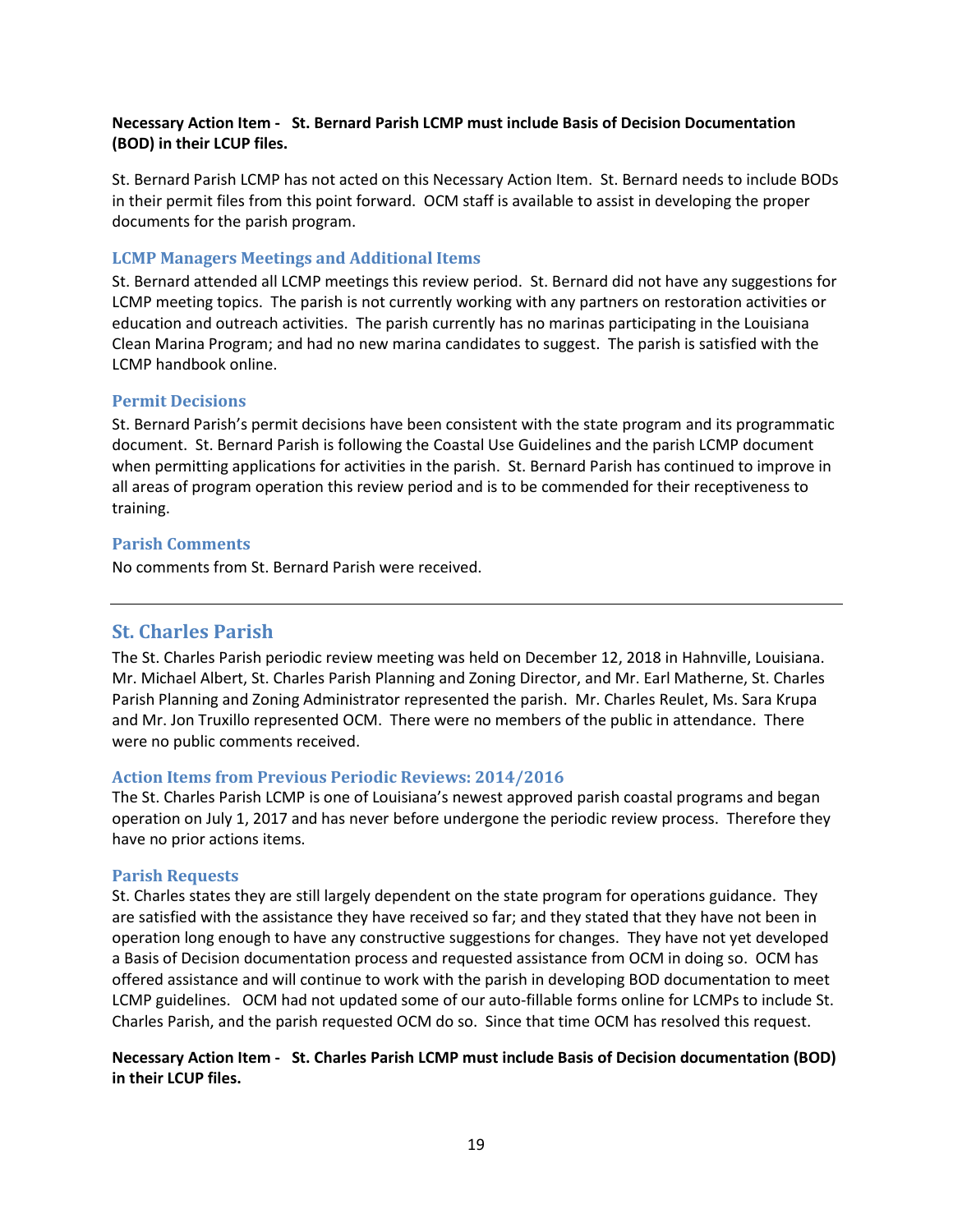**Necessary Action Item - St. Bernard Parish LCMP must include Basis of Decision Documentation (BOD) in their LCUP files.**

St. Bernard Parish LCMP has not acted on this Necessary Action Item. St. Bernard needs to include BODs in their permit files from this point forward. OCM staff is available to assist in developing the proper documents for the parish program.

### LCMP Managers Meetings and Additional Items

St. Bernard attended all LCMP meetings this review period. St. Bernard did not have any suggestions for LCMP meeting topics. The parish is not currently working with any partners on restoration activities or education and outreach activities. The parish currently has no marinas participating in the Louisiana Clean Marina Program; and had no new marina candidates to suggest. The parish is satisfied with the LCMP handbook online.

### Permit Decisions

St. Bernard Parish's permit decisions have been consistent with the state program and its programmatic document. St. Bernard Parish is following the Coastal Use Guidelines and the parish LCMP document when permitting applications for activities in the parish. St. Bernard Parish has continued to improve in all areas of program operation this review period and is to be commended for their receptiveness to training.

### Parish Comments

No comments from St. Bernard Parish were received.

---

## St. Charles Parish

The St. Charles Parish periodic review meeting was held on December 12, 2018 in Hahnville, Louisiana. Mr. Michael Albert, St. Charles Parish Planning and Zoning Director, and Mr. Earl Matherne, St. Charles Parish Planning and Zoning Administrator represented the parish. Mr. Charles Reulet, Ms. Sara Krupa and Mr. Jon Truxillo represented OCM. There were no members of the public in attendance. There were no public comments received.

### Action Items from Previous Periodic Reviews: 2014/2016

The St. Charles Parish LCMP is one of Louisiana's newest approved parish coastal programs and began operation on July 1, 2017 and has never before undergone the periodic review process. Therefore they have no prior actions items.

### Parish Requests

St. Charles states they are still largely dependent on the state program for operations guidance. They are satisfied with the assistance they have received so far; and they stated that they have not been in operation long enough to have any constructive suggestions for changes. They have not yet developed a Basis of Decision documentation process and requested assistance from OCM in doing so. OCM has offered assistance and will continue to work with the parish in developing BOD documentation to meet LCMP guidelines. OCM had not updated some of our auto-fillable forms online for LCMPs to include St. Charles Parish, and the parish requested OCM do so. Since that time OCM has resolved this request.

**Necessary Action Item - St. Charles Parish LCMP must include Basis of Decision documentation (BOD) in their LCUP files.**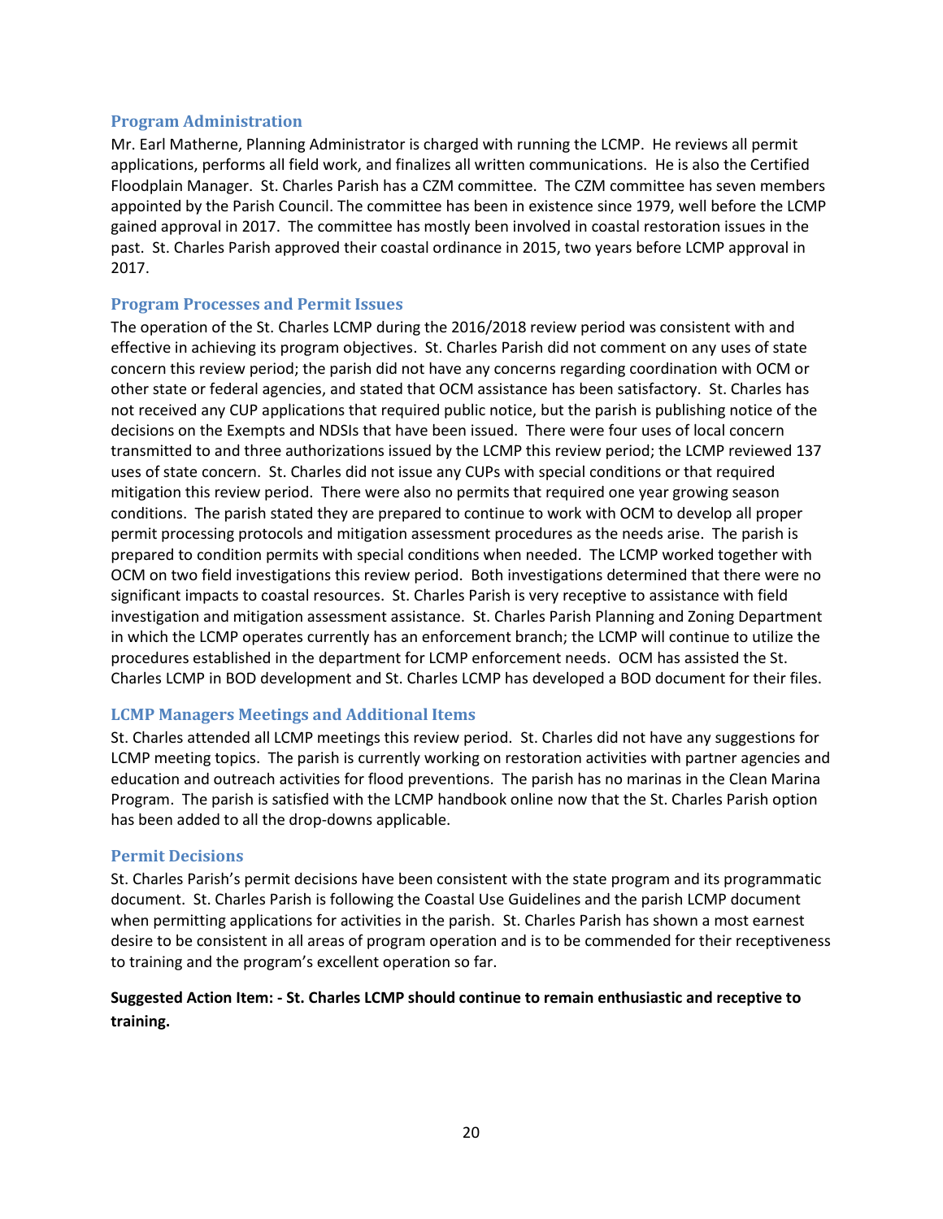### Program Administration

Mr. Earl Matherne, Planning Administrator is charged with running the LCMP. He reviews all permit applications, performs all field work, and finalizes all written communications. He is also the Certified Floodplain Manager. St. Charles Parish has a CZM committee. The CZM committee has seven members appointed by the Parish Council. The committee has been in existence since 1979, well before the LCMP gained approval in 2017. The committee has mostly been involved in coastal restoration issues in the past. St. Charles Parish approved their coastal ordinance in 2015, two years before LCMP approval in 2017.

### Program Processes and Permit Issues

The operation of the St. Charles LCMP during the 2016/2018 review period was consistent with and effective in achieving its program objectives. St. Charles Parish did not comment on any uses of state concern this review period; the parish did not have any concerns regarding coordination with OCM or other state or federal agencies, and stated that OCM assistance has been satisfactory. St. Charles has not received any CUP applications that required public notice, but the parish is publishing notice of the decisions on the Exempts and NDSIs that have been issued. There were four uses of local concern transmitted to and three authorizations issued by the LCMP this review period; the LCMP reviewed 137 uses of state concern. St. Charles did not issue any CUPs with special conditions or that required mitigation this review period. There were also no permits that required one year growing season conditions. The parish stated they are prepared to continue to work with OCM to develop all proper permit processing protocols and mitigation assessment procedures as the needs arise. The parish is prepared to condition permits with special conditions when needed. The LCMP worked together with OCM on two field investigations this review period. Both investigations determined that there were no significant impacts to coastal resources. St. Charles Parish is very receptive to assistance with field investigation and mitigation assessment assistance. St. Charles Parish Planning and Zoning Department in which the LCMP operates currently has an enforcement branch; the LCMP will continue to utilize the procedures established in the department for LCMP enforcement needs. OCM has assisted the St. Charles LCMP in BOD development and St. Charles LCMP has developed a BOD document for their files.

### LCMP Managers Meetings and Additional Items

St. Charles attended all LCMP meetings this review period. St. Charles did not have any suggestions for LCMP meeting topics. The parish is currently working on restoration activities with partner agencies and education and outreach activities for flood preventions. The parish has no marinas in the Clean Marina Program. The parish is satisfied with the LCMP handbook online now that the St. Charles Parish option has been added to all the drop-downs applicable.

### Permit Decisions

St. Charles Parish's permit decisions have been consistent with the state program and its programmatic document. St. Charles Parish is following the Coastal Use Guidelines and the parish LCMP document when permitting applications for activities in the parish. St. Charles Parish has shown a most earnest desire to be consistent in all areas of program operation and is to be commended for their receptiveness to training and the program's excellent operation so far.

**Suggested Action Item: - St. Charles LCMP should continue to remain enthusiastic and receptive to training.**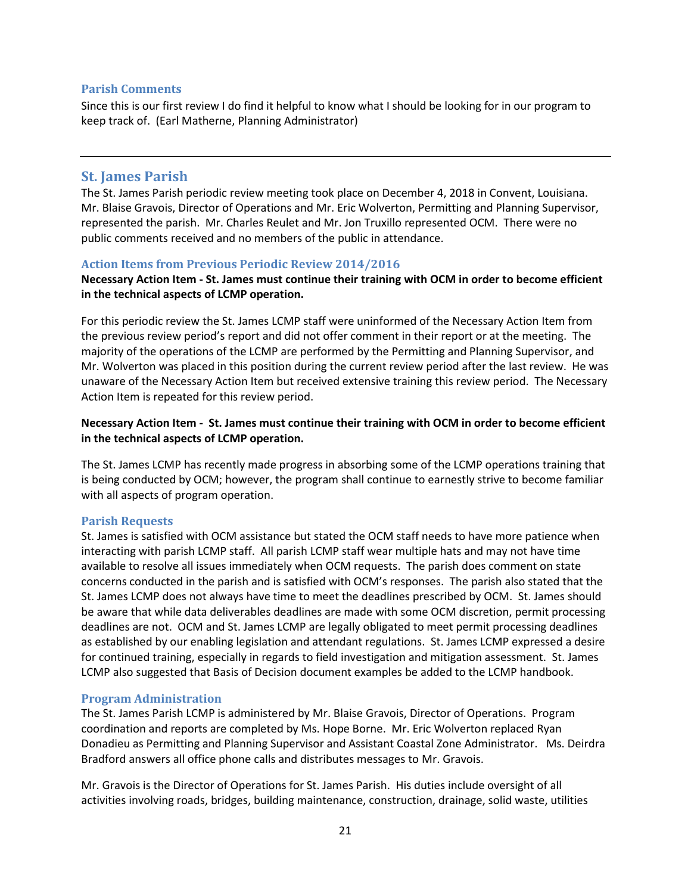### Parish Comments

Since this is our first review I do find it helpful to know what I should be looking for in our program to keep track of. (Earl Matherne, Planning Administrator)

---

## St. James Parish

The St. James Parish periodic review meeting took place on December 4, 2018 in Convent, Louisiana. Mr. Blaise Gravois, Director of Operations and Mr. Eric Wolverton, Permitting and Planning Supervisor, represented the parish. Mr. Charles Reulet and Mr. Jon Truxillo represented OCM. There were no public comments received and no members of the public in attendance.

### Action Items from Previous Periodic Review 2014/2016

**Necessary Action Item - St. James must continue their training with OCM in order to become efficient in the technical aspects of LCMP operation.**

For this periodic review the St. James LCMP staff were uninformed of the Necessary Action Item from the previous review period's report and did not offer comment in their report or at the meeting. The majority of the operations of the LCMP are performed by the Permitting and Planning Supervisor, and Mr. Wolverton was placed in this position during the current review period after the last review. He was unaware of the Necessary Action Item but received extensive training this review period. The Necessary Action Item is repeated for this review period.

**Necessary Action Item - St. James must continue their training with OCM in order to become efficient in the technical aspects of LCMP operation.**

The St. James LCMP has recently made progress in absorbing some of the LCMP operations training that is being conducted by OCM; however, the program shall continue to earnestly strive to become familiar with all aspects of program operation.

### Parish Requests

St. James is satisfied with OCM assistance but stated the OCM staff needs to have more patience when interacting with parish LCMP staff. All parish LCMP staff wear multiple hats and may not have time available to resolve all issues immediately when OCM requests. The parish does comment on state concerns conducted in the parish and is satisfied with OCM's responses. The parish also stated that the St. James LCMP does not always have time to meet the deadlines prescribed by OCM. St. James should be aware that while data deliverables deadlines are made with some OCM discretion, permit processing deadlines are not. OCM and St. James LCMP are legally obligated to meet permit processing deadlines as established by our enabling legislation and attendant regulations. St. James LCMP expressed a desire for continued training, especially in regards to field investigation and mitigation assessment. St. James LCMP also suggested that Basis of Decision document examples be added to the LCMP handbook.

### Program Administration

The St. James Parish LCMP is administered by Mr. Blaise Gravois, Director of Operations. Program coordination and reports are completed by Ms. Hope Borne. Mr. Eric Wolverton replaced Ryan Donadieu as Permitting and Planning Supervisor and Assistant Coastal Zone Administrator. Ms. Deirdra Bradford answers all office phone calls and distributes messages to Mr. Gravois.

Mr. Gravois is the Director of Operations for St. James Parish. His duties include oversight of all activities involving roads, bridges, building maintenance, construction, drainage, solid waste, utilities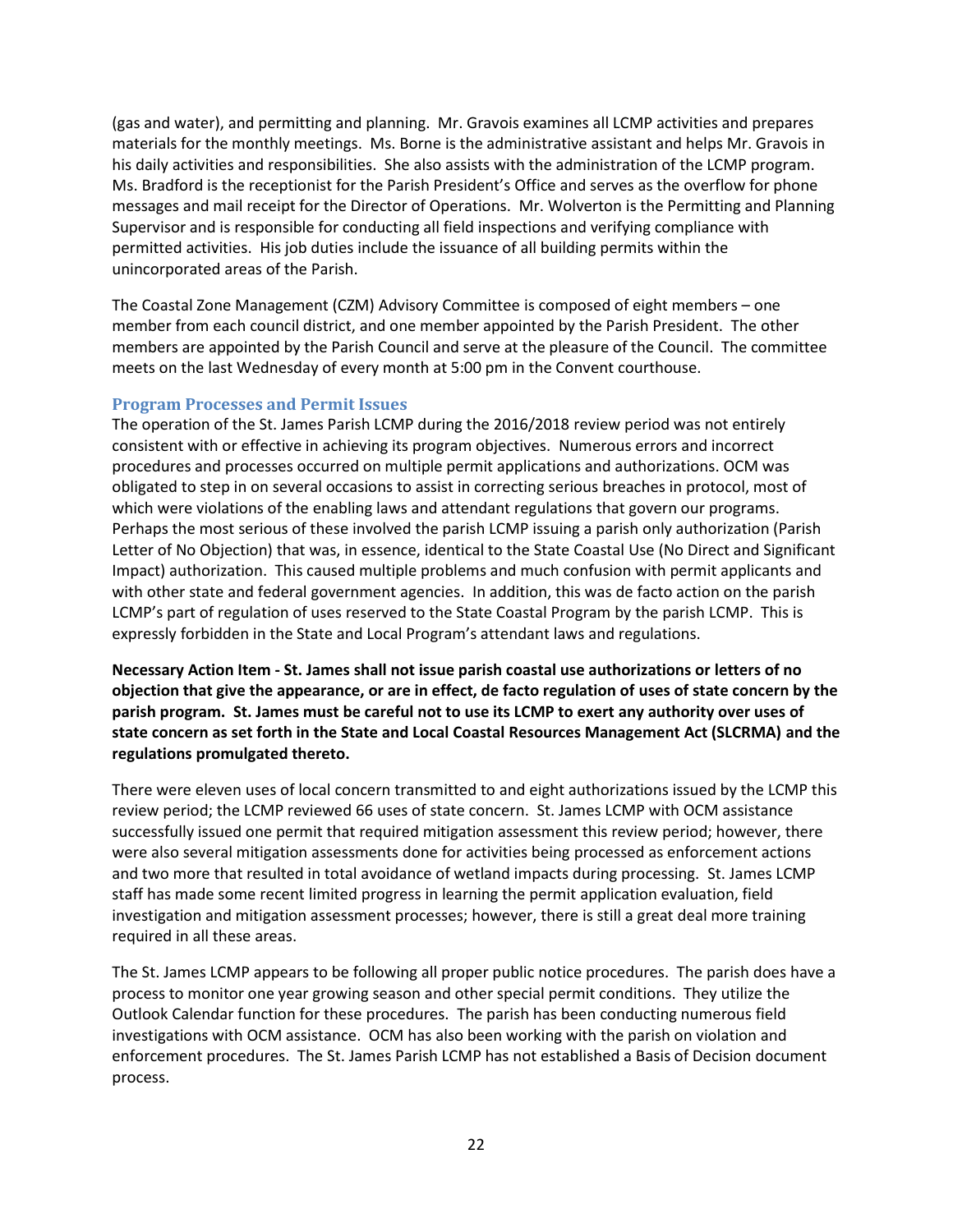(gas and water), and permitting and planning. Mr. Gravois examines all LCMP activities and prepares materials for the monthly meetings. Ms. Borne is the administrative assistant and helps Mr. Gravois in his daily activities and responsibilities. She also assists with the administration of the LCMP program. Ms. Bradford is the receptionist for the Parish President's Office and serves as the overflow for phone messages and mail receipt for the Director of Operations. Mr. Wolverton is the Permitting and Planning Supervisor and is responsible for conducting all field inspections and verifying compliance with permitted activities. His job duties include the issuance of all building permits within the unincorporated areas of the Parish.

The Coastal Zone Management (CZM) Advisory Committee is composed of eight members – one member from each council district, and one member appointed by the Parish President. The other members are appointed by the Parish Council and serve at the pleasure of the Council. The committee meets on the last Wednesday of every month at 5:00 pm in the Convent courthouse.

### Program Processes and Permit Issues

The operation of the St. James Parish LCMP during the 2016/2018 review period was not entirely consistent with or effective in achieving its program objectives. Numerous errors and incorrect procedures and processes occurred on multiple permit applications and authorizations. OCM was obligated to step in on several occasions to assist in correcting serious breaches in protocol, most of which were violations of the enabling laws and attendant regulations that govern our programs. Perhaps the most serious of these involved the parish LCMP issuing a parish only authorization (Parish Letter of No Objection) that was, in essence, identical to the State Coastal Use (No Direct and Significant Impact) authorization. This caused multiple problems and much confusion with permit applicants and with other state and federal government agencies. In addition, this was de facto action on the parish LCMP's part of regulation of uses reserved to the State Coastal Program by the parish LCMP. This is expressly forbidden in the State and Local Program's attendant laws and regulations.

**Necessary Action Item - St. James shall not issue parish coastal use authorizations or letters of no objection that give the appearance, or are in effect, de facto regulation of uses of state concern by the parish program. St. James must be careful not to use its LCMP to exert any authority over uses of state concern as set forth in the State and Local Coastal Resources Management Act (SLCRMA) and the regulations promulgated thereto.**

There were eleven uses of local concern transmitted to and eight authorizations issued by the LCMP this review period; the LCMP reviewed 66 uses of state concern. St. James LCMP with OCM assistance successfully issued one permit that required mitigation assessment this review period; however, there were also several mitigation assessments done for activities being processed as enforcement actions and two more that resulted in total avoidance of wetland impacts during processing. St. James LCMP staff has made some recent limited progress in learning the permit application evaluation, field investigation and mitigation assessment processes; however, there is still a great deal more training required in all these areas.

The St. James LCMP appears to be following all proper public notice procedures. The parish does have a process to monitor one year growing season and other special permit conditions. They utilize the Outlook Calendar function for these procedures. The parish has been conducting numerous field investigations with OCM assistance. OCM has also been working with the parish on violation and enforcement procedures. The St. James Parish LCMP has not established a Basis of Decision document process.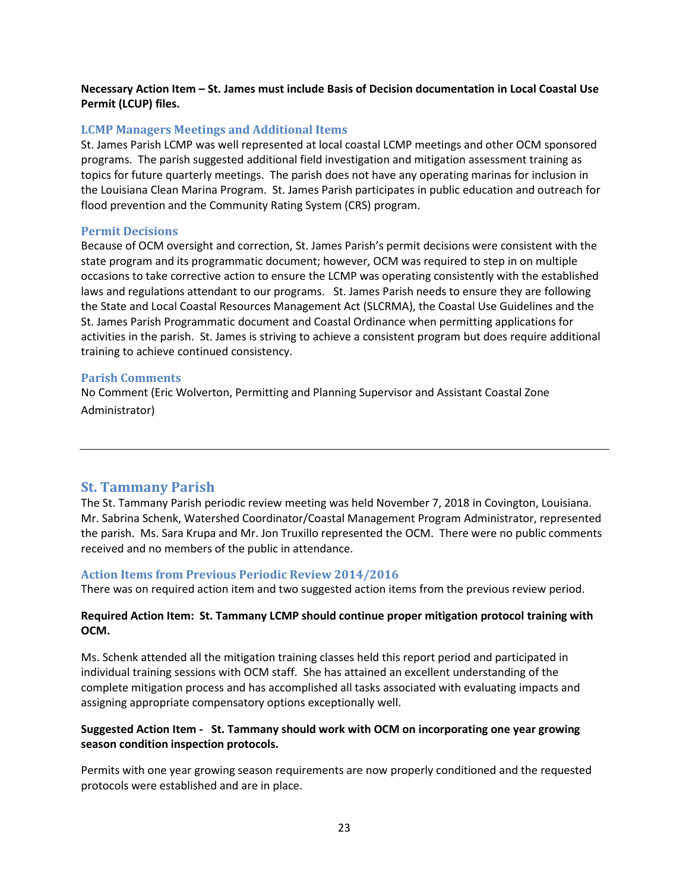**Necessary Action Item – St. James must include Basis of Decision documentation in Local Coastal Use Permit (LCUP) files.**

### LCMP Managers Meetings and Additional Items

St. James Parish LCMP was well represented at local coastal LCMP meetings and other OCM sponsored programs. The parish suggested additional field investigation and mitigation assessment training as topics for future quarterly meetings. The parish does not have any operating marinas for inclusion in the Louisiana Clean Marina Program. St. James Parish participates in public education and outreach for flood prevention and the Community Rating System (CRS) program.

### Permit Decisions

Because of OCM oversight and correction, St. James Parish's permit decisions were consistent with the state program and its programmatic document; however, OCM was required to step in on multiple occasions to take corrective action to ensure the LCMP was operating consistently with the established laws and regulations attendant to our programs. St. James Parish needs to ensure they are following the State and Local Coastal Resources Management Act (SLCRMA), the Coastal Use Guidelines and the St. James Parish Programmatic document and Coastal Ordinance when permitting applications for activities in the parish. St. James is striving to achieve a consistent program but does require additional training to achieve continued consistency.

### Parish Comments

No Comment (Eric Wolverton, Permitting and Planning Supervisor and Assistant Coastal Zone Administrator)

---

## St. Tammany Parish

The St. Tammany Parish periodic review meeting was held November 7, 2018 in Covington, Louisiana. Mr. Sabrina Schenk, Watershed Coordinator/Coastal Management Program Administrator, represented the parish. Ms. Sara Krupa and Mr. Jon Truxillo represented the OCM. There were no public comments received and no members of the public in attendance.

### Action Items from Previous Periodic Review 2014/2016

There was on required action item and two suggested action items from the previous review period.

**Required Action Item: St. Tammany LCMP should continue proper mitigation protocol training with OCM.**

Ms. Schenk attended all the mitigation training classes held this report period and participated in individual training sessions with OCM staff. She has attained an excellent understanding of the complete mitigation process and has accomplished all tasks associated with evaluating impacts and assigning appropriate compensatory options exceptionally well.

**Suggested Action Item - St. Tammany should work with OCM on incorporating one year growing season condition inspection protocols.**

Permits with one year growing season requirements are now properly conditioned and the requested protocols were established and are in place.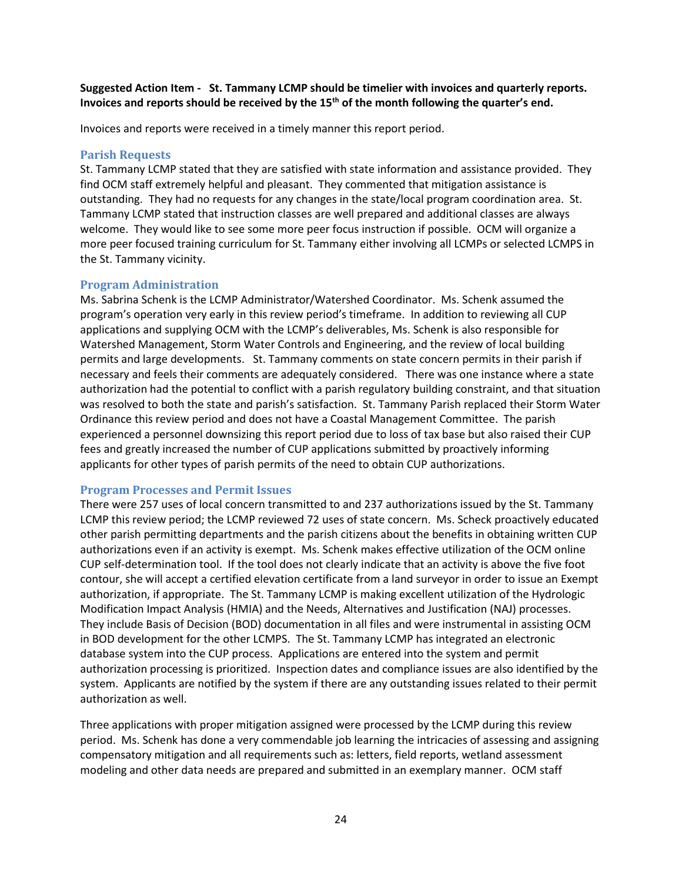**Suggested Action Item - St. Tammany LCMP should be timelier with invoices and quarterly reports. Invoices and reports should be received by the 15th of the month following the quarter's end.**

Invoices and reports were received in a timely manner this report period.

### Parish Requests

St. Tammany LCMP stated that they are satisfied with state information and assistance provided. They find OCM staff extremely helpful and pleasant. They commented that mitigation assistance is outstanding. They had no requests for any changes in the state/local program coordination area. St. Tammany LCMP stated that instruction classes are well prepared and additional classes are always welcome. They would like to see some more peer focus instruction if possible. OCM will organize a more peer focused training curriculum for St. Tammany either involving all LCMPs or selected LCMPS in the St. Tammany vicinity.

### Program Administration

Ms. Sabrina Schenk is the LCMP Administrator/Watershed Coordinator. Ms. Schenk assumed the program's operation very early in this review period's timeframe. In addition to reviewing all CUP applications and supplying OCM with the LCMP's deliverables, Ms. Schenk is also responsible for Watershed Management, Storm Water Controls and Engineering, and the review of local building permits and large developments. St. Tammany comments on state concern permits in their parish if necessary and feels their comments are adequately considered. There was one instance where a state authorization had the potential to conflict with a parish regulatory building constraint, and that situation was resolved to both the state and parish's satisfaction. St. Tammany Parish replaced their Storm Water Ordinance this review period and does not have a Coastal Management Committee. The parish experienced a personnel downsizing this report period due to loss of tax base but also raised their CUP fees and greatly increased the number of CUP applications submitted by proactively informing applicants for other types of parish permits of the need to obtain CUP authorizations.

### Program Processes and Permit Issues

There were 257 uses of local concern transmitted to and 237 authorizations issued by the St. Tammany LCMP this review period; the LCMP reviewed 72 uses of state concern. Ms. Scheck proactively educated other parish permitting departments and the parish citizens about the benefits in obtaining written CUP authorizations even if an activity is exempt. Ms. Schenk makes effective utilization of the OCM online CUP self-determination tool. If the tool does not clearly indicate that an activity is above the five foot contour, she will accept a certified elevation certificate from a land surveyor in order to issue an Exempt authorization, if appropriate. The St. Tammany LCMP is making excellent utilization of the Hydrologic Modification Impact Analysis (HMIA) and the Needs, Alternatives and Justification (NAJ) processes. They include Basis of Decision (BOD) documentation in all files and were instrumental in assisting OCM in BOD development for the other LCMPS. The St. Tammany LCMP has integrated an electronic database system into the CUP process. Applications are entered into the system and permit authorization processing is prioritized. Inspection dates and compliance issues are also identified by the system. Applicants are notified by the system if there are any outstanding issues related to their permit authorization as well.

Three applications with proper mitigation assigned were processed by the LCMP during this review period. Ms. Schenk has done a very commendable job learning the intricacies of assessing and assigning compensatory mitigation and all requirements such as: letters, field reports, wetland assessment modeling and other data needs are prepared and submitted in an exemplary manner. OCM staff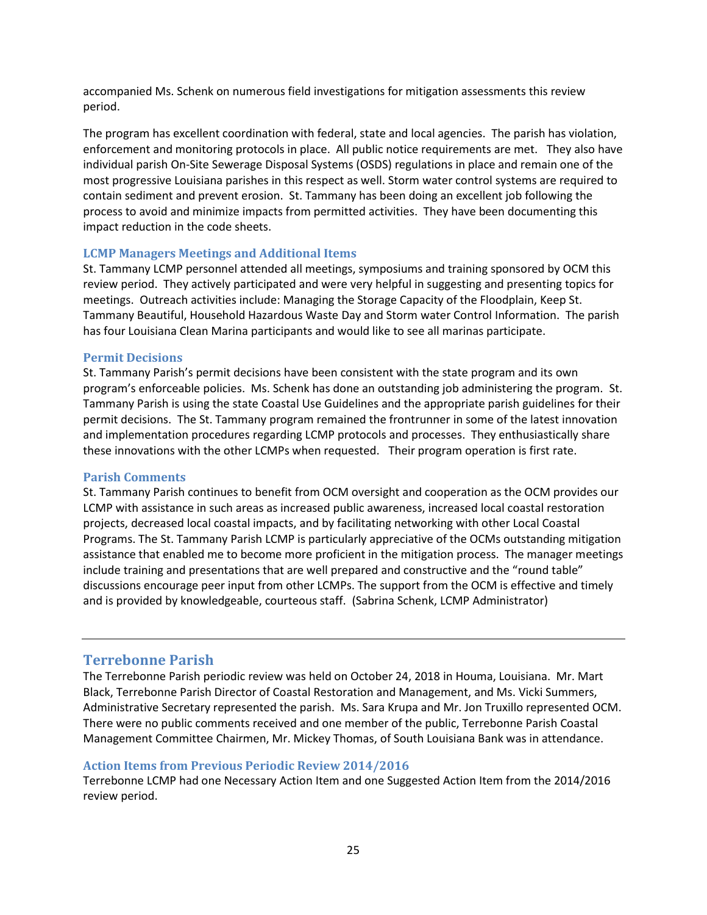accompanied Ms. Schenk on numerous field investigations for mitigation assessments this review period.

The program has excellent coordination with federal, state and local agencies. The parish has violation, enforcement and monitoring protocols in place. All public notice requirements are met. They also have individual parish On-Site Sewerage Disposal Systems (OSDS) regulations in place and remain one of the most progressive Louisiana parishes in this respect as well. Storm water control systems are required to contain sediment and prevent erosion. St. Tammany has been doing an excellent job following the process to avoid and minimize impacts from permitted activities. They have been documenting this impact reduction in the code sheets.

### LCMP Managers Meetings and Additional Items

St. Tammany LCMP personnel attended all meetings, symposiums and training sponsored by OCM this review period. They actively participated and were very helpful in suggesting and presenting topics for meetings. Outreach activities include: Managing the Storage Capacity of the Floodplain, Keep St. Tammany Beautiful, Household Hazardous Waste Day and Storm water Control Information. The parish has four Louisiana Clean Marina participants and would like to see all marinas participate.

### Permit Decisions

St. Tammany Parish's permit decisions have been consistent with the state program and its own program's enforceable policies. Ms. Schenk has done an outstanding job administering the program. St. Tammany Parish is using the state Coastal Use Guidelines and the appropriate parish guidelines for their permit decisions. The St. Tammany program remained the frontrunner in some of the latest innovation and implementation procedures regarding LCMP protocols and processes. They enthusiastically share these innovations with the other LCMPs when requested. Their program operation is first rate.

### Parish Comments

St. Tammany Parish continues to benefit from OCM oversight and cooperation as the OCM provides our LCMP with assistance in such areas as increased public awareness, increased local coastal restoration projects, decreased local coastal impacts, and by facilitating networking with other Local Coastal Programs. The St. Tammany Parish LCMP is particularly appreciative of the OCMs outstanding mitigation assistance that enabled me to become more proficient in the mitigation process. The manager meetings include training and presentations that are well prepared and constructive and the "round table" discussions encourage peer input from other LCMPs. The support from the OCM is effective and timely and is provided by knowledgeable, courteous staff. (Sabrina Schenk, LCMP Administrator)

---

## Terrebonne Parish

The Terrebonne Parish periodic review was held on October 24, 2018 in Houma, Louisiana. Mr. Mart Black, Terrebonne Parish Director of Coastal Restoration and Management, and Ms. Vicki Summers, Administrative Secretary represented the parish. Ms. Sara Krupa and Mr. Jon Truxillo represented OCM. There were no public comments received and one member of the public, Terrebonne Parish Coastal Management Committee Chairmen, Mr. Mickey Thomas, of South Louisiana Bank was in attendance.

### Action Items from Previous Periodic Review 2014/2016

Terrebonne LCMP had one Necessary Action Item and one Suggested Action Item from the 2014/2016 review period.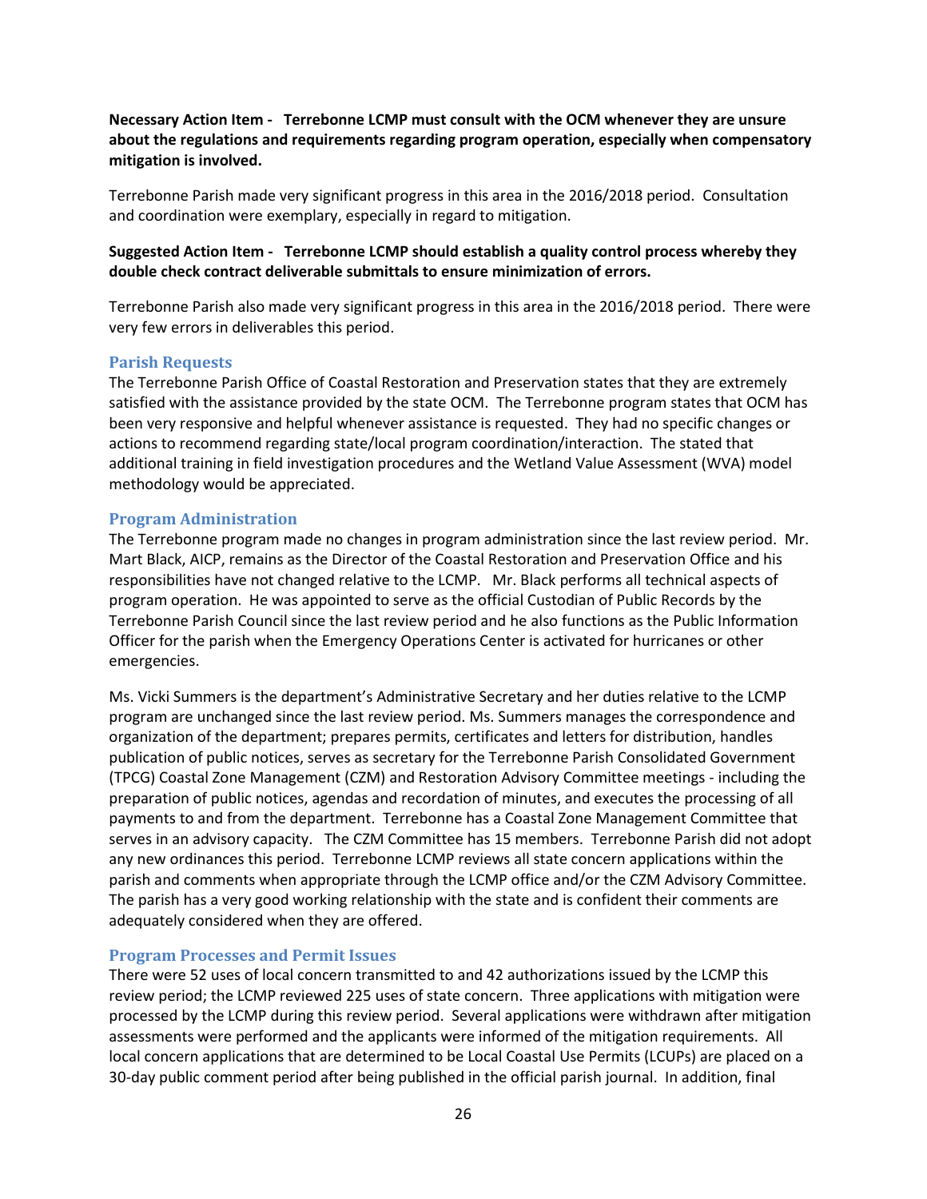**Necessary Action Item - Terrebonne LCMP must consult with the OCM whenever they are unsure about the regulations and requirements regarding program operation, especially when compensatory mitigation is involved.**

Terrebonne Parish made very significant progress in this area in the 2016/2018 period. Consultation and coordination were exemplary, especially in regard to mitigation.

**Suggested Action Item - Terrebonne LCMP should establish a quality control process whereby they double check contract deliverable submittals to ensure minimization of errors.**

Terrebonne Parish also made very significant progress in this area in the 2016/2018 period. There were very few errors in deliverables this period.

### Parish Requests

The Terrebonne Parish Office of Coastal Restoration and Preservation states that they are extremely satisfied with the assistance provided by the state OCM. The Terrebonne program states that OCM has been very responsive and helpful whenever assistance is requested. They had no specific changes or actions to recommend regarding state/local program coordination/interaction. The stated that additional training in field investigation procedures and the Wetland Value Assessment (WVA) model methodology would be appreciated.

### Program Administration

The Terrebonne program made no changes in program administration since the last review period. Mr. Mart Black, AICP, remains as the Director of the Coastal Restoration and Preservation Office and his responsibilities have not changed relative to the LCMP. Mr. Black performs all technical aspects of program operation. He was appointed to serve as the official Custodian of Public Records by the Terrebonne Parish Council since the last review period and he also functions as the Public Information Officer for the parish when the Emergency Operations Center is activated for hurricanes or other emergencies.

Ms. Vicki Summers is the department's Administrative Secretary and her duties relative to the LCMP program are unchanged since the last review period. Ms. Summers manages the correspondence and organization of the department; prepares permits, certificates and letters for distribution, handles publication of public notices, serves as secretary for the Terrebonne Parish Consolidated Government (TPCG) Coastal Zone Management (CZM) and Restoration Advisory Committee meetings - including the preparation of public notices, agendas and recordation of minutes, and executes the processing of all payments to and from the department. Terrebonne has a Coastal Zone Management Committee that serves in an advisory capacity. The CZM Committee has 15 members. Terrebonne Parish did not adopt any new ordinances this period. Terrebonne LCMP reviews all state concern applications within the parish and comments when appropriate through the LCMP office and/or the CZM Advisory Committee. The parish has a very good working relationship with the state and is confident their comments are adequately considered when they are offered.

### Program Processes and Permit Issues

There were 52 uses of local concern transmitted to and 42 authorizations issued by the LCMP this review period; the LCMP reviewed 225 uses of state concern. Three applications with mitigation were processed by the LCMP during this review period. Several applications were withdrawn after mitigation assessments were performed and the applicants were informed of the mitigation requirements. All local concern applications that are determined to be Local Coastal Use Permits (LCUPs) are placed on a 30-day public comment period after being published in the official parish journal. In addition, final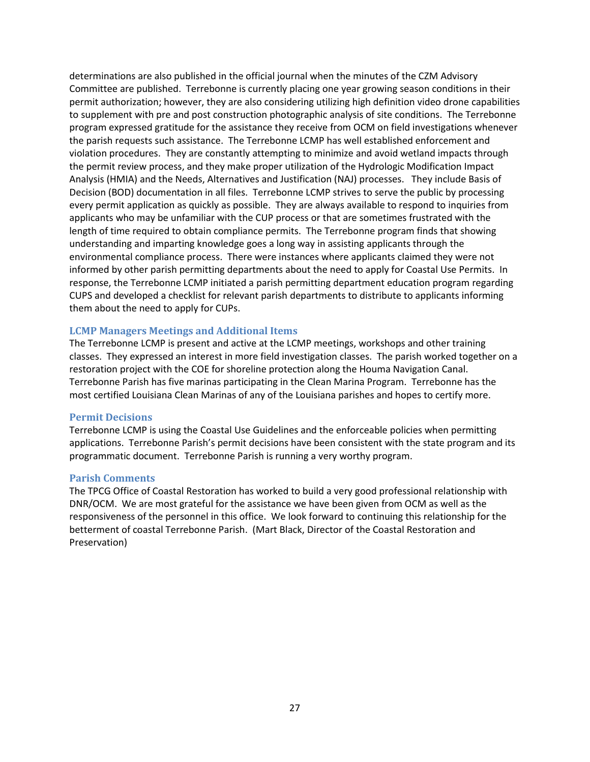determinations are also published in the official journal when the minutes of the CZM Advisory Committee are published. Terrebonne is currently placing one year growing season conditions in their permit authorization; however, they are also considering utilizing high definition video drone capabilities to supplement with pre and post construction photographic analysis of site conditions. The Terrebonne program expressed gratitude for the assistance they receive from OCM on field investigations whenever the parish requests such assistance. The Terrebonne LCMP has well established enforcement and violation procedures. They are constantly attempting to minimize and avoid wetland impacts through the permit review process, and they make proper utilization of the Hydrologic Modification Impact Analysis (HMIA) and the Needs, Alternatives and Justification (NAJ) processes. They include Basis of Decision (BOD) documentation in all files. Terrebonne LCMP strives to serve the public by processing every permit application as quickly as possible. They are always available to respond to inquiries from applicants who may be unfamiliar with the CUP process or that are sometimes frustrated with the length of time required to obtain compliance permits. The Terrebonne program finds that showing understanding and imparting knowledge goes a long way in assisting applicants through the environmental compliance process. There were instances where applicants claimed they were not informed by other parish permitting departments about the need to apply for Coastal Use Permits. In response, the Terrebonne LCMP initiated a parish permitting department education program regarding CUPS and developed a checklist for relevant parish departments to distribute to applicants informing them about the need to apply for CUPs.

### LCMP Managers Meetings and Additional Items

The Terrebonne LCMP is present and active at the LCMP meetings, workshops and other training classes. They expressed an interest in more field investigation classes. The parish worked together on a restoration project with the COE for shoreline protection along the Houma Navigation Canal. Terrebonne Parish has five marinas participating in the Clean Marina Program. Terrebonne has the most certified Louisiana Clean Marinas of any of the Louisiana parishes and hopes to certify more.

### Permit Decisions

Terrebonne LCMP is using the Coastal Use Guidelines and the enforceable policies when permitting applications. Terrebonne Parish's permit decisions have been consistent with the state program and its programmatic document. Terrebonne Parish is running a very worthy program.

### Parish Comments

The TPCG Office of Coastal Restoration has worked to build a very good professional relationship with DNR/OCM. We are most grateful for the assistance we have been given from OCM as well as the responsiveness of the personnel in this office. We look forward to continuing this relationship for the betterment of coastal Terrebonne Parish. (Mart Black, Director of the Coastal Restoration and Preservation)